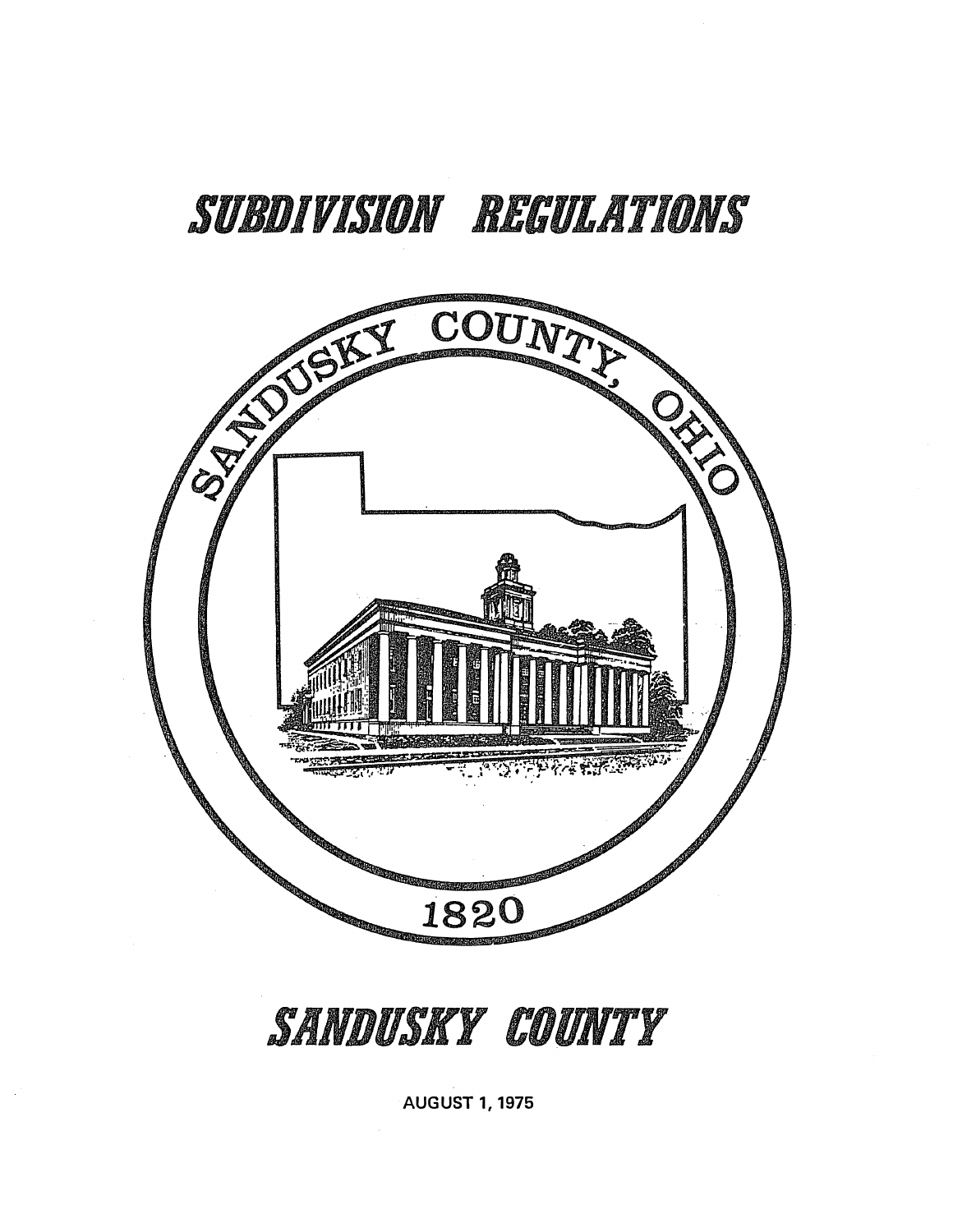# SUBDIVISION REGULATIONS

SANDUSKY COUNTY, OHIO

1820

## SANDUSKY COUNTY

AUGUST 1, 1975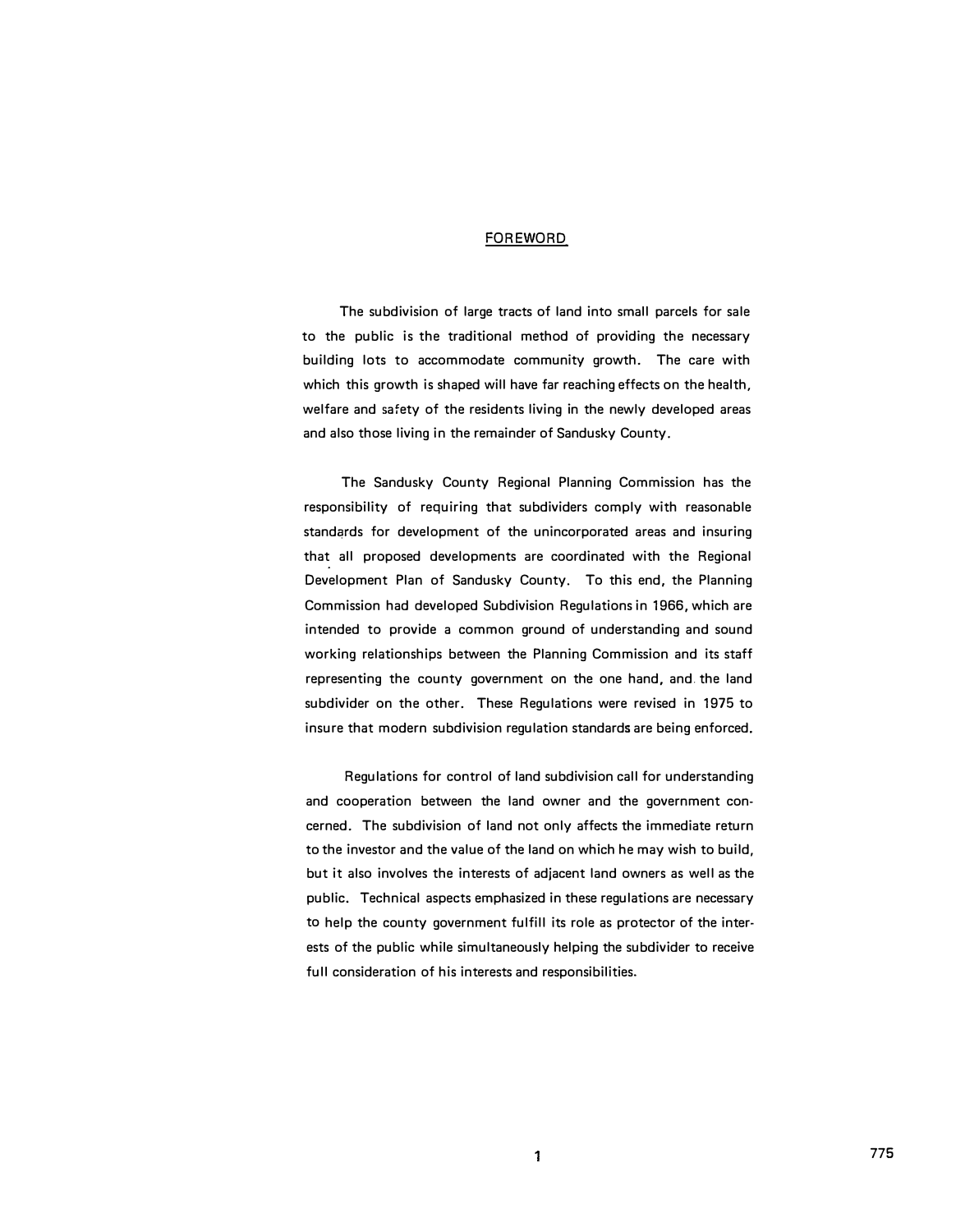# FOREWORD

The subdivision of large tracts of land into small parcels for sale to the public is the traditional method of providing the necessary building lots to accommodate community growth. The care with which this growth is shaped will have far reaching effects on the health, welfare and safety of the residents living in the newly developed areas and also those living in the remainder of Sandusky County.

The Sandusky County Regional Planning Commission has the responsibility of requiring that subdividers comply with reasonable standards for development of the unincorporated areas and insuring that all proposed developments are coordinated with the Regional Development Plan of Sandusky County. To this end, the Planning Commission had developed Subdivision Regulations in 1966, which are intended to provide a common ground of understanding and sound working relationships between the Planning Commission and its staff representing the county government on the one hand, and the land subdivider on the other. These Regulations were revised in 1975 to insure that modern subdivision regulation standards are being enforced.

Regulations for control of land subdivision call for understanding and cooperation between the land owner and the government concerned. The subdivision of land not only affects the immediate return to the investor and the value of the land on which he may wish to build, but it also involves the interests of adjacent land owners as well as the public. Technical aspects emphasized in these regulations are necessary to help the county government fulfill its role as protector of the interests of the public while simultaneously helping the subdivider to receive full consideration of his interests and responsibilities.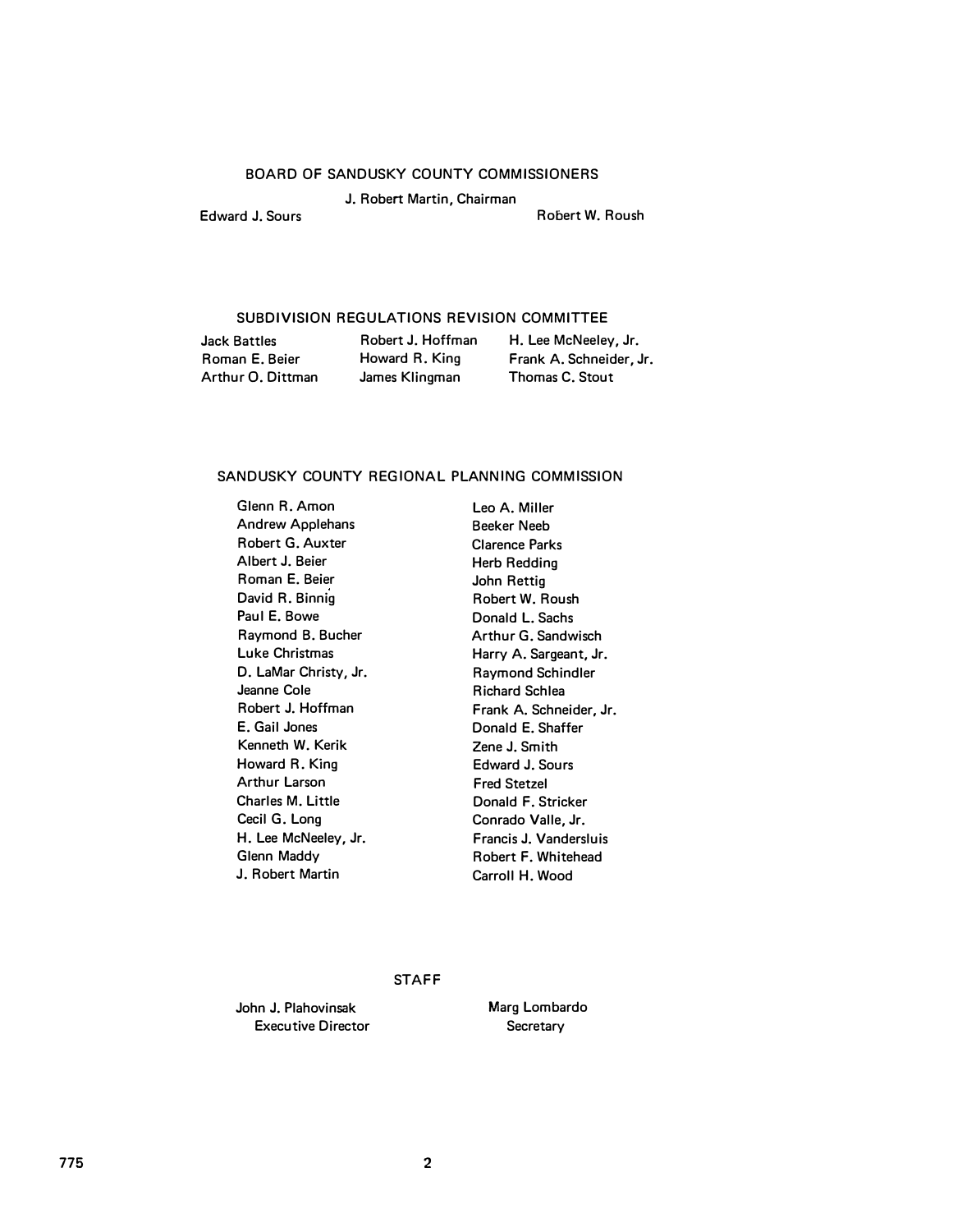## BOARD OF SANDUSKY COUNTY COMMISSIONERS

J. Robert Martin, Chairman

Edward J. Sours

Robert W. Roush

## SUBDIVISION REGULATIONS REVISION COMMITTEE

Jack Battles
Roman E. Beier
Arthur O. Dittman
Robert J. Hoffman
Howard R. King
James Klingman
H. Lee McNeeley, Jr.
Frank A. Schneider, Jr.
Thomas C. Stout

## SANDUSKY COUNTY REGIONAL PLANNING COMMISSION

Glenn R. Amon
Andrew Applehans
Robert G. Auxter
Albert J. Beier
Roman E. Beier
David R. Binnig
Paul E. Bowe
Raymond B. Bucher
Luke Christmas
D. LaMar Christy, Jr.
Jeanne Cole
Robert J. Hoffman
E. Gail Jones
Kenneth W. Kerik
Howard R. King
Arthur Larson
Charles M. Little
Cecil G. Long
H. Lee McNeeley, Jr.
Glenn Maddy
J. Robert Martin
Leo A. Miller
Beeker Neeb
Clarence Parks
Herb Redding
John Rettig
Robert W. Roush
Donald L. Sachs
Arthur G. Sandwisch
Harry A. Sargeant, Jr.
Raymond Schindler
Richard Schlea
Frank A. Schneider, Jr.
Donald E. Shaffer
Zene J. Smith
Edward J. Sours
Fred Stetzel
Donald F. Stricker
Conrado Valle, Jr.
Francis J. Vandersluis
Robert F. Whitehead
Carroll H. Wood

## STAFF

John J. Plahovinsak
Executive Director

Marg Lombardo
Secretary

775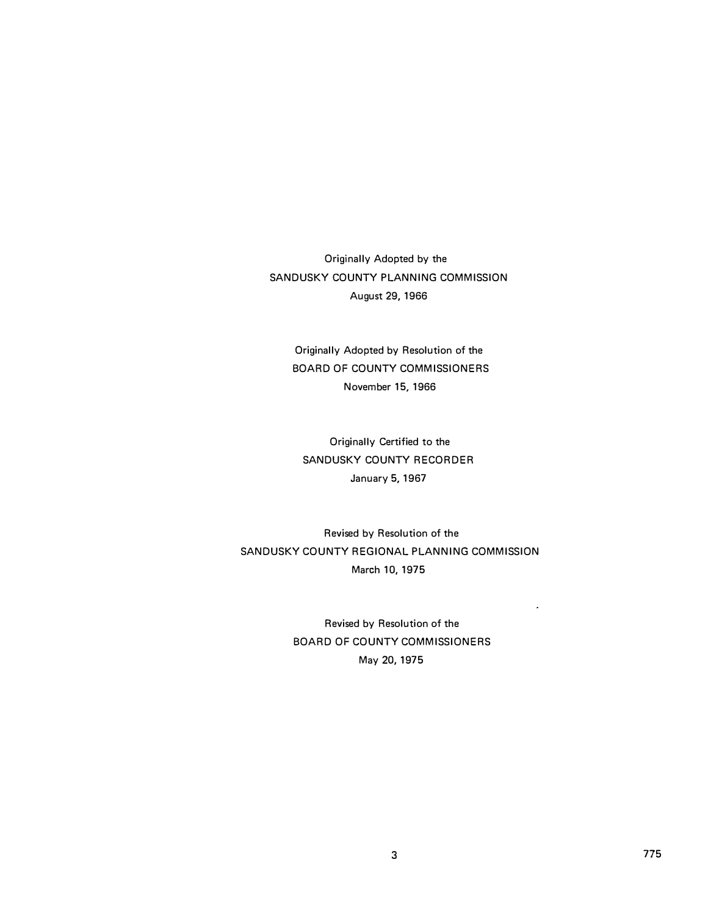Originally Adopted by the
SANDUSKY COUNTY PLANNING COMMISSION
August 29, 1966

Originally Adopted by Resolution of the
BOARD OF COUNTY COMMISSIONERS
November 15, 1966

Originally Certified to the
SANDUSKY COUNTY RECORDER
January 5, 1967

Revised by Resolution of the
SANDUSKY COUNTY REGIONAL PLANNING COMMISSION
March 10, 1975

Revised by Resolution of the
BOARD OF COUNTY COMMISSIONERS
May 20, 1975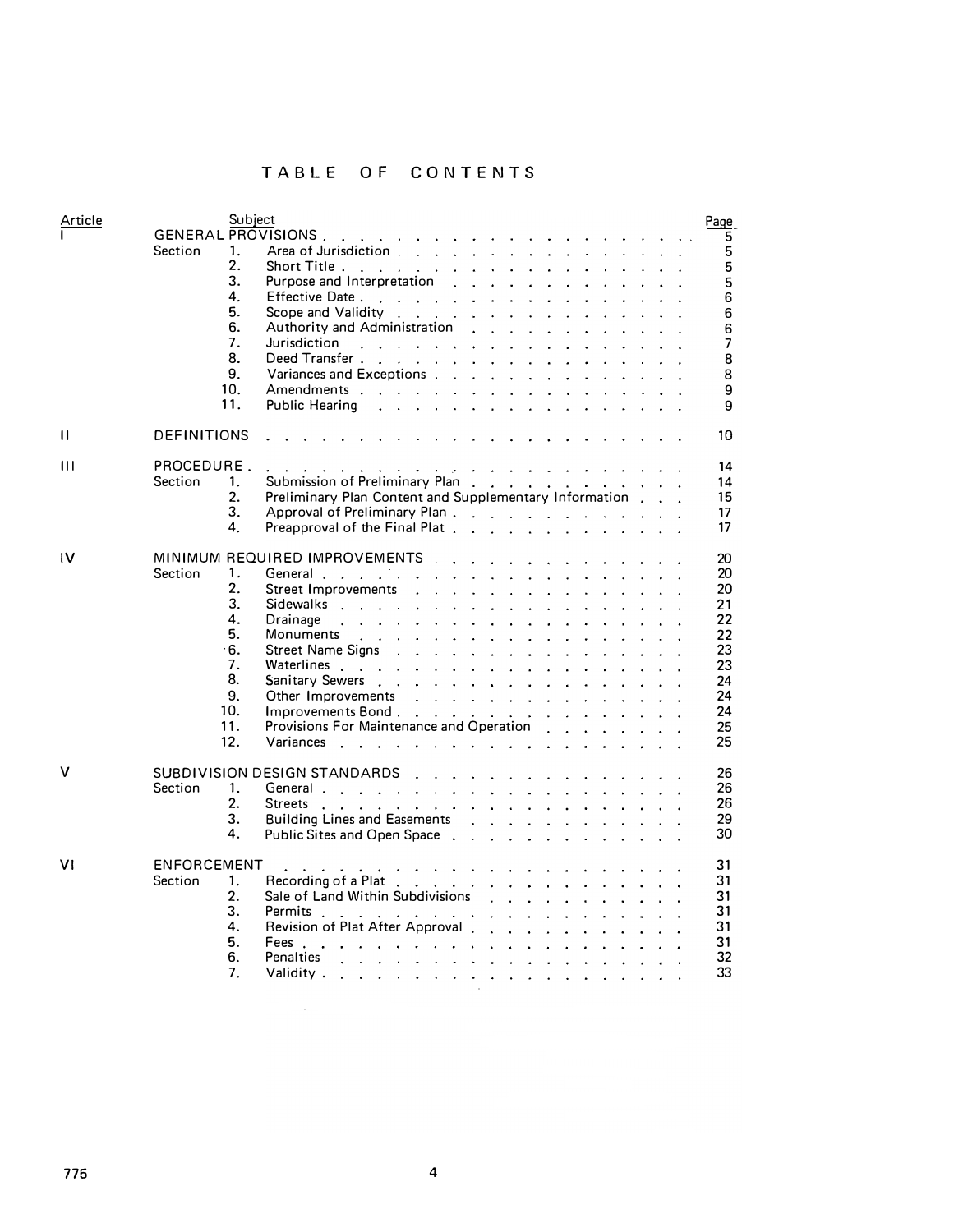# TABLE OF CONTENTS

| Article | Subject | Page |
|---|---|---|
| I | GENERAL PROVISIONS | 5 |
| | Section 1. Area of Jurisdiction | 5 |
| | 2. Short Title | 5 |
| | 3. Purpose and Interpretation | 5 |
| | 4. Effective Date | 6 |
| | 5. Scope and Validity | 6 |
| | 6. Authority and Administration | 6 |
| | 7. Jurisdiction | 7 |
| | 8. Deed Transfer | 8 |
| | 9. Variances and Exceptions | 8 |
| | 10. Amendments | 9 |
| | 11. Public Hearing | 9 |
| II | DEFINITIONS | 10 |
| III | PROCEDURE | 14 |
| | Section 1. Submission of Preliminary Plan | 14 |
| | 2. Preliminary Plan Content and Supplementary Information | 15 |
| | 3. Approval of Preliminary Plan | 17 |
| | 4. Preapproval of the Final Plat | 17 |
| IV | MINIMUM REQUIRED IMPROVEMENTS | 20 |
| | Section 1. General | 20 |
| | 2. Street Improvements | 20 |
| | 3. Sidewalks | 21 |
| | 4. Drainage | 22 |
| | 5. Monuments | 22 |
| | 6. Street Name Signs | 23 |
| | 7. Waterlines | 23 |
| | 8. Sanitary Sewers | 24 |
| | 9. Other Improvements | 24 |
| | 10. Improvements Bond | 24 |
| | 11. Provisions For Maintenance and Operation | 25 |
| | 12. Variances | 25 |
| V | SUBDIVISION DESIGN STANDARDS | 26 |
| | Section 1. General | 26 |
| | 2. Streets | 26 |
| | 3. Building Lines and Easements | 29 |
| | 4. Public Sites and Open Space | 30 |
| VI | ENFORCEMENT | 31 |
| | Section 1. Recording of a Plat | 31 |
| | 2. Sale of Land Within Subdivisions | 31 |
| | 3. Permits | 31 |
| | 4. Revision of Plat After Approval | 31 |
| | 5. Fees | 31 |
| | 6. Penalties | 32 |
| | 7. Validity | 33 |

775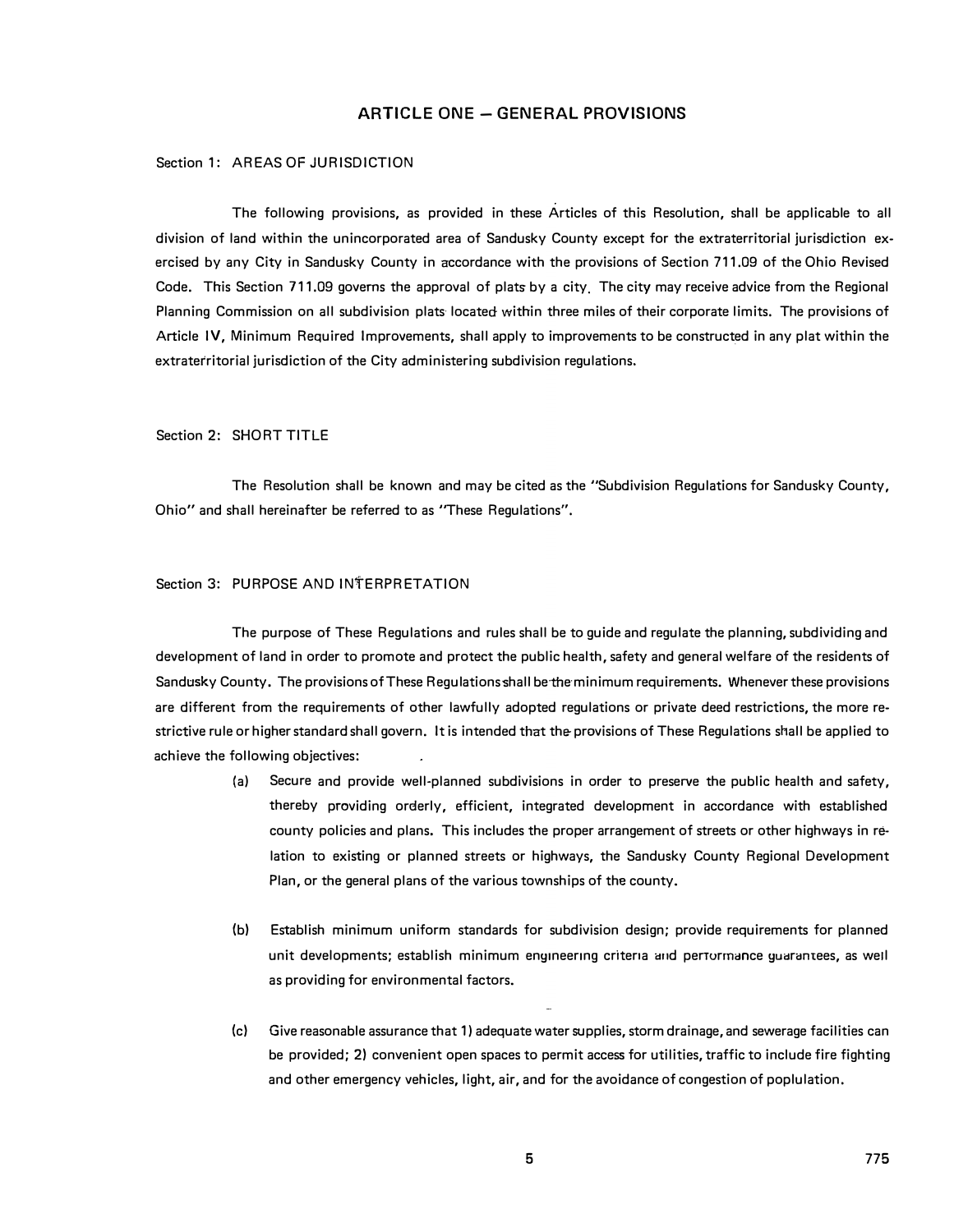# ARTICLE ONE – GENERAL PROVISIONS

## Section 1: AREAS OF JURISDICTION

The following provisions, as provided in these Articles of this Resolution, shall be applicable to all division of land within the unincorporated area of Sandusky County except for the extraterritorial jurisdiction exercised by any City in Sandusky County in accordance with the provisions of Section 711.09 of the Ohio Revised Code. This Section 711.09 governs the approval of plats by a city. The city may receive advice from the Regional Planning Commission on all subdivision plats located within three miles of their corporate limits. The provisions of Article IV, Minimum Required Improvements, shall apply to improvements to be constructed in any plat within the extraterritorial jurisdiction of the City administering subdivision regulations.

## Section 2: SHORT TITLE

The Resolution shall be known and may be cited as the "Subdivision Regulations for Sandusky County, Ohio" and shall hereinafter be referred to as "These Regulations".

## Section 3: PURPOSE AND INTERPRETATION

The purpose of These Regulations and rules shall be to guide and regulate the planning, subdividing and development of land in order to promote and protect the public health, safety and general welfare of the residents of Sandusky County. The provisions of These Regulations shall be the minimum requirements. Whenever these provisions are different from the requirements of other lawfully adopted regulations or private deed restrictions, the more restrictive rule or higher standard shall govern. It is intended that the provisions of These Regulations shall be applied to achieve the following objectives:

(a) Secure and provide well-planned subdivisions in order to preserve the public health and safety, thereby providing orderly, efficient, integrated development in accordance with established county policies and plans. This includes the proper arrangement of streets or other highways in relation to existing or planned streets or highways, the Sandusky County Regional Development Plan, or the general plans of the various townships of the county.

(b) Establish minimum uniform standards for subdivision design; provide requirements for planned unit developments; establish minimum engineering criteria and performance guarantees, as well as providing for environmental factors.

(c) Give reasonable assurance that 1) adequate water supplies, storm drainage, and sewerage facilities can be provided; 2) convenient open spaces to permit access for utilities, traffic to include fire fighting and other emergency vehicles, light, air, and for the avoidance of congestion of poplulation.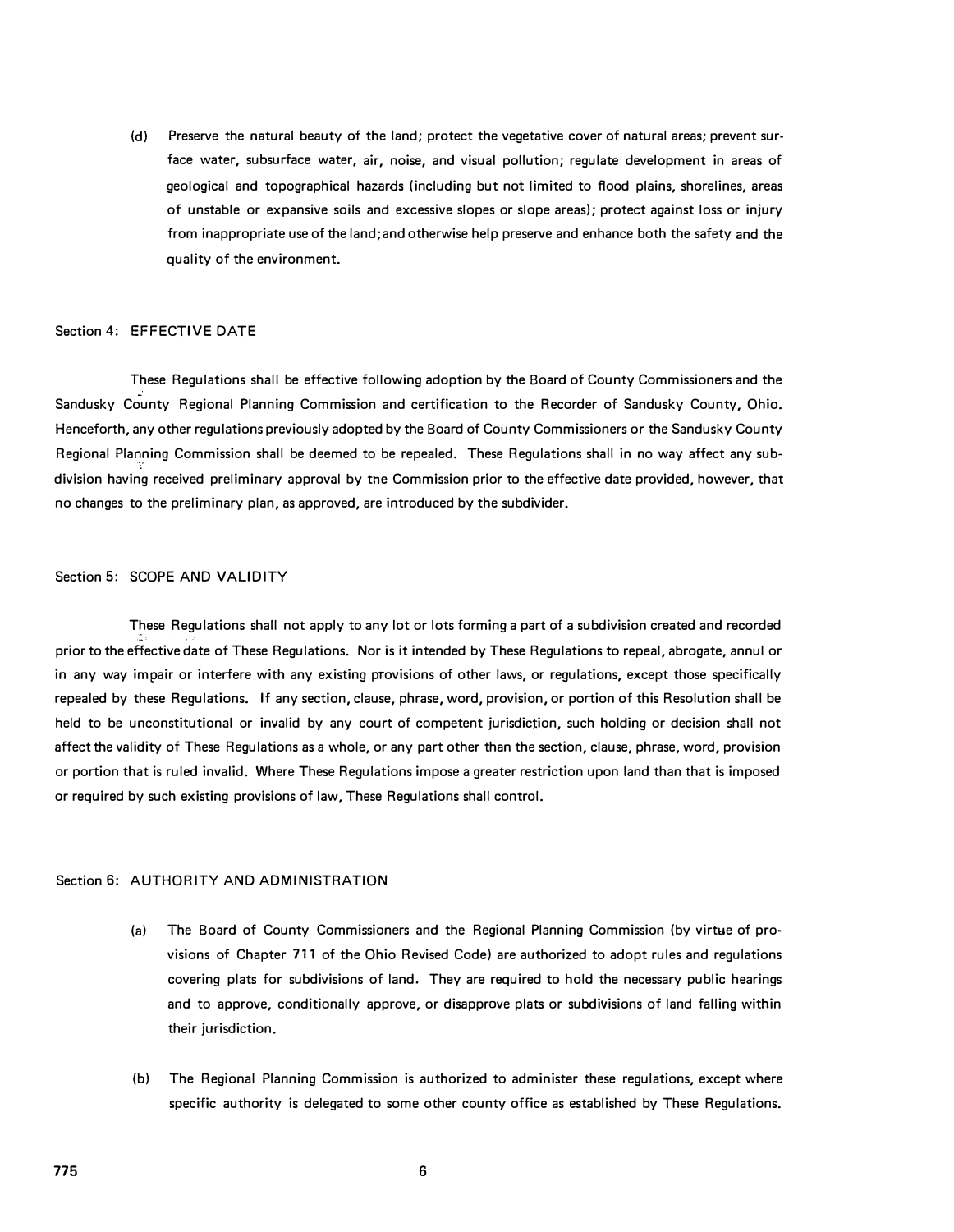(d) Preserve the natural beauty of the land; protect the vegetative cover of natural areas; prevent surface water, subsurface water, air, noise, and visual pollution; regulate development in areas of geological and topographical hazards (including but not limited to flood plains, shorelines, areas of unstable or expansive soils and excessive slopes or slope areas); protect against loss or injury from inappropriate use of the land; and otherwise help preserve and enhance both the safety and the quality of the environment.

## Section 4: EFFECTIVE DATE

These Regulations shall be effective following adoption by the Board of County Commissioners and the Sandusky County Regional Planning Commission and certification to the Recorder of Sandusky County, Ohio. Henceforth, any other regulations previously adopted by the Board of County Commissioners or the Sandusky County Regional Planning Commission shall be deemed to be repealed. These Regulations shall in no way affect any subdivision having received preliminary approval by the Commission prior to the effective date provided, however, that no changes to the preliminary plan, as approved, are introduced by the subdivider.

## Section 5: SCOPE AND VALIDITY

These Regulations shall not apply to any lot or lots forming a part of a subdivision created and recorded prior to the effective date of These Regulations. Nor is it intended by These Regulations to repeal, abrogate, annul or in any way impair or interfere with any existing provisions of other laws, or regulations, except those specifically repealed by these Regulations. If any section, clause, phrase, word, provision, or portion of this Resolution shall be held to be unconstitutional or invalid by any court of competent jurisdiction, such holding or decision shall not affect the validity of These Regulations as a whole, or any part other than the section, clause, phrase, word, provision or portion that is ruled invalid. Where These Regulations impose a greater restriction upon land than that is imposed or required by such existing provisions of law, These Regulations shall control.

## Section 6: AUTHORITY AND ADMINISTRATION

(a) The Board of County Commissioners and the Regional Planning Commission (by virtue of provisions of Chapter 711 of the Ohio Revised Code) are authorized to adopt rules and regulations covering plats for subdivisions of land. They are required to hold the necessary public hearings and to approve, conditionally approve, or disapprove plats or subdivisions of land falling within their jurisdiction.

(b) The Regional Planning Commission is authorized to administer these regulations, except where specific authority is delegated to some other county office as established by These Regulations.

775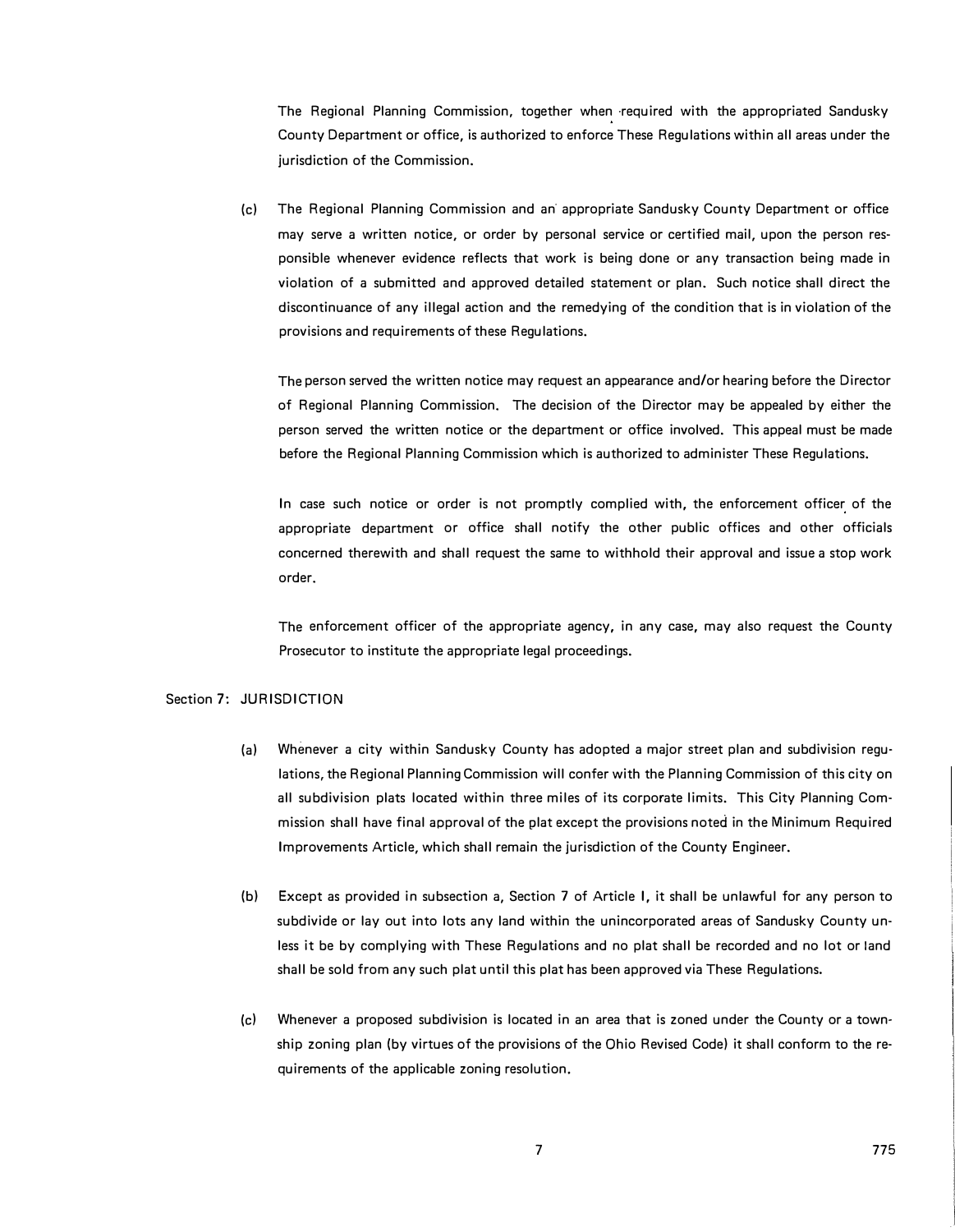The Regional Planning Commission, together when required with the appropriated Sandusky County Department or office, is authorized to enforce These Regulations within all areas under the jurisdiction of the Commission.

(c) The Regional Planning Commission and an appropriate Sandusky County Department or office may serve a written notice, or order by personal service or certified mail, upon the person responsible whenever evidence reflects that work is being done or any transaction being made in violation of a submitted and approved detailed statement or plan. Such notice shall direct the discontinuance of any illegal action and the remedying of the condition that is in violation of the provisions and requirements of these Regulations.

The person served the written notice may request an appearance and/or hearing before the Director of Regional Planning Commission. The decision of the Director may be appealed by either the person served the written notice or the department or office involved. This appeal must be made before the Regional Planning Commission which is authorized to administer These Regulations.

In case such notice or order is not promptly complied with, the enforcement officer of the appropriate department or office shall notify the other public offices and other officials concerned therewith and shall request the same to withhold their approval and issue a stop work order.

The enforcement officer of the appropriate agency, in any case, may also request the County Prosecutor to institute the appropriate legal proceedings.

Section 7: JURISDICTION

(a) Whenever a city within Sandusky County has adopted a major street plan and subdivision regulations, the Regional Planning Commission will confer with the Planning Commission of this city on all subdivision plats located within three miles of its corporate limits. This City Planning Commission shall have final approval of the plat except the provisions noted in the Minimum Required Improvements Article, which shall remain the jurisdiction of the County Engineer.

(b) Except as provided in subsection a, Section 7 of Article I, it shall be unlawful for any person to subdivide or lay out into lots any land within the unincorporated areas of Sandusky County unless it be by complying with These Regulations and no plat shall be recorded and no lot or land shall be sold from any such plat until this plat has been approved via These Regulations.

(c) Whenever a proposed subdivision is located in an area that is zoned under the County or a township zoning plan (by virtues of the provisions of the Ohio Revised Code) it shall conform to the requirements of the applicable zoning resolution.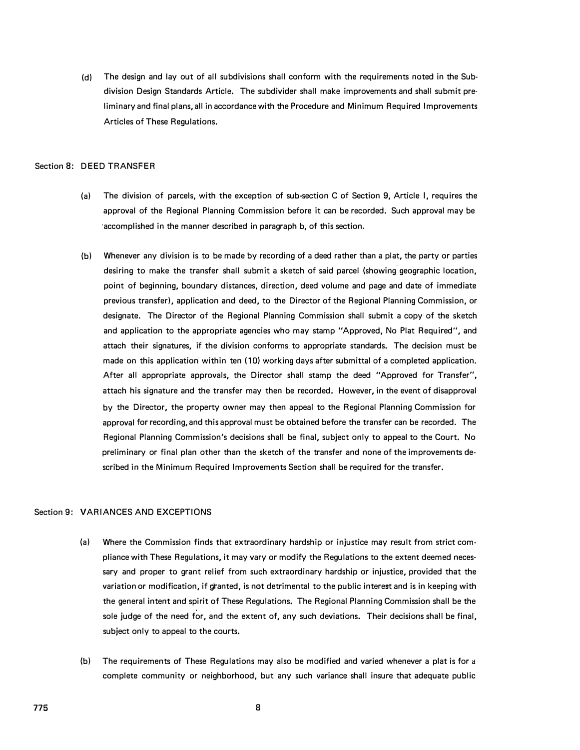(d) The design and lay out of all subdivisions shall conform with the requirements noted in the Subdivision Design Standards Article. The subdivider shall make improvements and shall submit preliminary and final plans, all in accordance with the Procedure and Minimum Required Improvements Articles of These Regulations.

## Section 8: DEED TRANSFER

(a) The division of parcels, with the exception of sub-section C of Section 9, Article I, requires the approval of the Regional Planning Commission before it can be recorded. Such approval may be accomplished in the manner described in paragraph b, of this section.

(b) Whenever any division is to be made by recording of a deed rather than a plat, the party or parties desiring to make the transfer shall submit a sketch of said parcel (showing geographic location, point of beginning, boundary distances, direction, deed volume and page and date of immediate previous transfer), application and deed, to the Director of the Regional Planning Commission, or designate. The Director of the Regional Planning Commission shall submit a copy of the sketch and application to the appropriate agencies who may stamp "Approved, No Plat Required", and attach their signatures, if the division conforms to appropriate standards. The decision must be made on this application within ten (10) working days after submittal of a completed application. After all appropriate approvals, the Director shall stamp the deed "Approved for Transfer", attach his signature and the transfer may then be recorded. However, in the event of disapproval by the Director, the property owner may then appeal to the Regional Planning Commission for approval for recording, and this approval must be obtained before the transfer can be recorded. The Regional Planning Commission's decisions shall be final, subject only to appeal to the Court. No preliminary or final plan other than the sketch of the transfer and none of the improvements described in the Minimum Required Improvements Section shall be required for the transfer.

## Section 9: VARIANCES AND EXCEPTIONS

(a) Where the Commission finds that extraordinary hardship or injustice may result from strict compliance with These Regulations, it may vary or modify the Regulations to the extent deemed necessary and proper to grant relief from such extraordinary hardship or injustice, provided that the variation or modification, if granted, is not detrimental to the public interest and is in keeping with the general intent and spirit of These Regulations. The Regional Planning Commission shall be the sole judge of the need for, and the extent of, any such deviations. Their decisions shall be final, subject only to appeal to the courts.

(b) The requirements of These Regulations may also be modified and varied whenever a plat is for a complete community or neighborhood, but any such variance shall insure that adequate public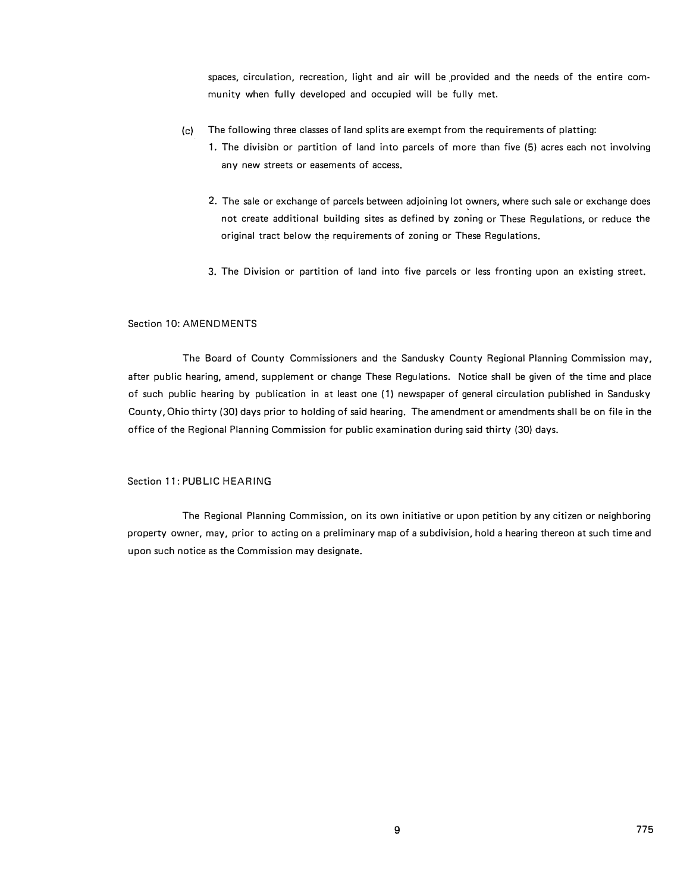spaces, circulation, recreation, light and air will be provided and the needs of the entire community when fully developed and occupied will be fully met.

(c) The following three classes of land splits are exempt from the requirements of platting:

1. The division or partition of land into parcels of more than five (5) acres each not involving any new streets or easements of access.

2. The sale or exchange of parcels between adjoining lot owners, where such sale or exchange does not create additional building sites as defined by zoning or These Regulations, or reduce the original tract below the requirements of zoning or These Regulations.

3. The Division or partition of land into five parcels or less fronting upon an existing street.

Section 10: AMENDMENTS

The Board of County Commissioners and the Sandusky County Regional Planning Commission may, after public hearing, amend, supplement or change These Regulations. Notice shall be given of the time and place of such public hearing by publication in at least one (1) newspaper of general circulation published in Sandusky County, Ohio thirty (30) days prior to holding of said hearing. The amendment or amendments shall be on file in the office of the Regional Planning Commission for public examination during said thirty (30) days.

Section 11: PUBLIC HEARING

The Regional Planning Commission, on its own initiative or upon petition by any citizen or neighboring property owner, may, prior to acting on a preliminary map of a subdivision, hold a hearing thereon at such time and upon such notice as the Commission may designate.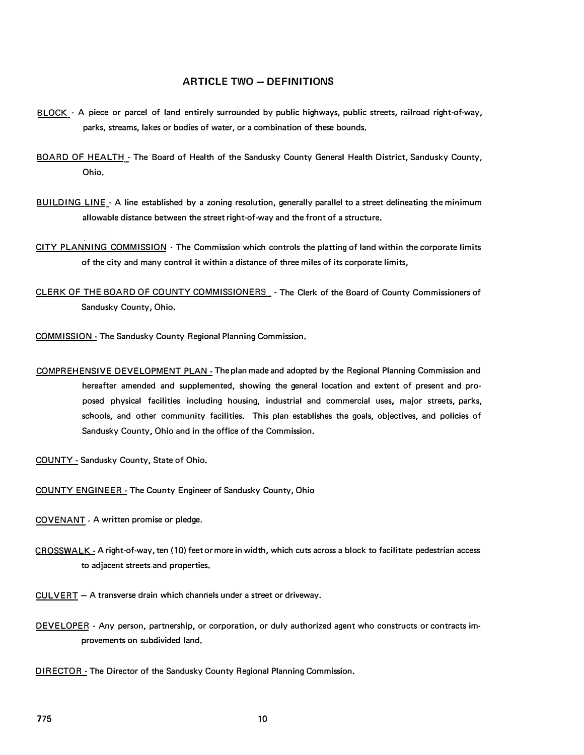## ARTICLE TWO — DEFINITIONS

BLOCK - A piece or parcel of land entirely surrounded by public highways, public streets, railroad right-of-way, parks, streams, lakes or bodies of water, or a combination of these bounds.

BOARD OF HEALTH - The Board of Health of the Sandusky County General Health District, Sandusky County, Ohio.

BUILDING LINE - A line established by a zoning resolution, generally parallel to a street delineating the minimum allowable distance between the street right-of-way and the front of a structure.

CITY PLANNING COMMISSION - The Commission which controls the platting of land within the corporate limits of the city and many control it within a distance of three miles of its corporate limits,

CLERK OF THE BOARD OF COUNTY COMMISSIONERS - The Clerk of the Board of County Commissioners of Sandusky County, Ohio.

COMMISSION - The Sandusky County Regional Planning Commission.

COMPREHENSIVE DEVELOPMENT PLAN - The plan made and adopted by the Regional Planning Commission and hereafter amended and supplemented, showing the general location and extent of present and proposed physical facilities including housing, industrial and commercial uses, major streets, parks, schools, and other community facilities. This plan establishes the goals, objectives, and policies of Sandusky County, Ohio and in the office of the Commission.

COUNTY - Sandusky County, State of Ohio.

COUNTY ENGINEER - The County Engineer of Sandusky County, Ohio

COVENANT - A written promise or pledge.

CROSSWALK - A right-of-way, ten (10) feet or more in width, which cuts across a block to facilitate pedestrian access to adjacent streets and properties.

CULVERT — A transverse drain which channels under a street or driveway.

DEVELOPER - Any person, partnership, or corporation, or duly authorized agent who constructs or contracts improvements on subdivided land.

DIRECTOR - The Director of the Sandusky County Regional Planning Commission.

775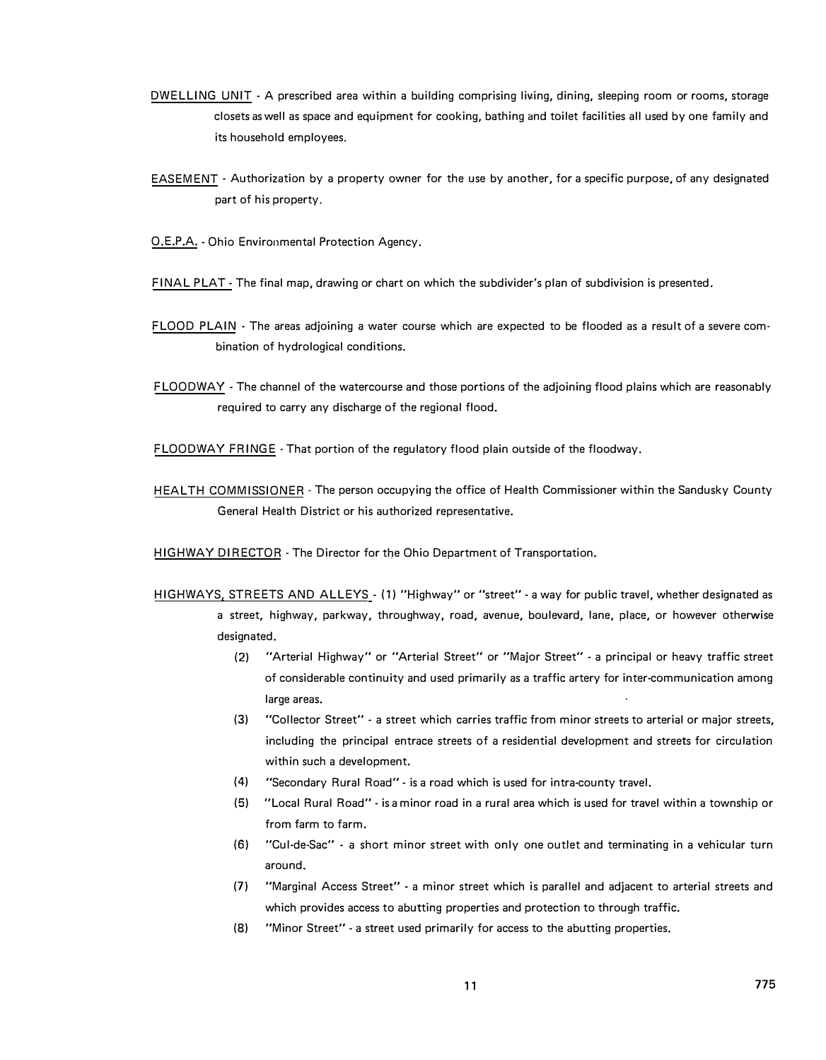DWELLING UNIT - A prescribed area within a building comprising living, dining, sleeping room or rooms, storage closets as well as space and equipment for cooking, bathing and toilet facilities all used by one family and its household employees.

EASEMENT - Authorization by a property owner for the use by another, for a specific purpose, of any designated part of his property.

O.E.P.A. - Ohio Environmental Protection Agency.

FINAL PLAT - The final map, drawing or chart on which the subdivider's plan of subdivision is presented.

FLOOD PLAIN - The areas adjoining a water course which are expected to be flooded as a result of a severe combination of hydrological conditions.

FLOODWAY - The channel of the watercourse and those portions of the adjoining flood plains which are reasonably required to carry any discharge of the regional flood.

FLOODWAY FRINGE - That portion of the regulatory flood plain outside of the floodway.

HEALTH COMMISSIONER - The person occupying the office of Health Commissioner within the Sandusky County General Health District or his authorized representative.

HIGHWAY DIRECTOR - The Director for the Ohio Department of Transportation.

HIGHWAYS, STREETS AND ALLEYS - (1) "Highway" or "street" - a way for public travel, whether designated as a street, highway, parkway, throughway, road, avenue, boulevard, lane, place, or however otherwise designated.

(2) "Arterial Highway" or "Arterial Street" or "Major Street" - a principal or heavy traffic street of considerable continuity and used primarily as a traffic artery for inter-communication among large areas.

(3) "Collector Street" - a street which carries traffic from minor streets to arterial or major streets, including the principal entrace streets of a residential development and streets for circulation within such a development.

(4) "Secondary Rural Road" - is a road which is used for intra-county travel.

(5) "Local Rural Road" - is a minor road in a rural area which is used for travel within a township or from farm to farm.

(6) "Cul-de-Sac" - a short minor street with only one outlet and terminating in a vehicular turn around.

(7) "Marginal Access Street" - a minor street which is parallel and adjacent to arterial streets and which provides access to abutting properties and protection to through traffic.

(8) "Minor Street" - a street used primarily for access to the abutting properties.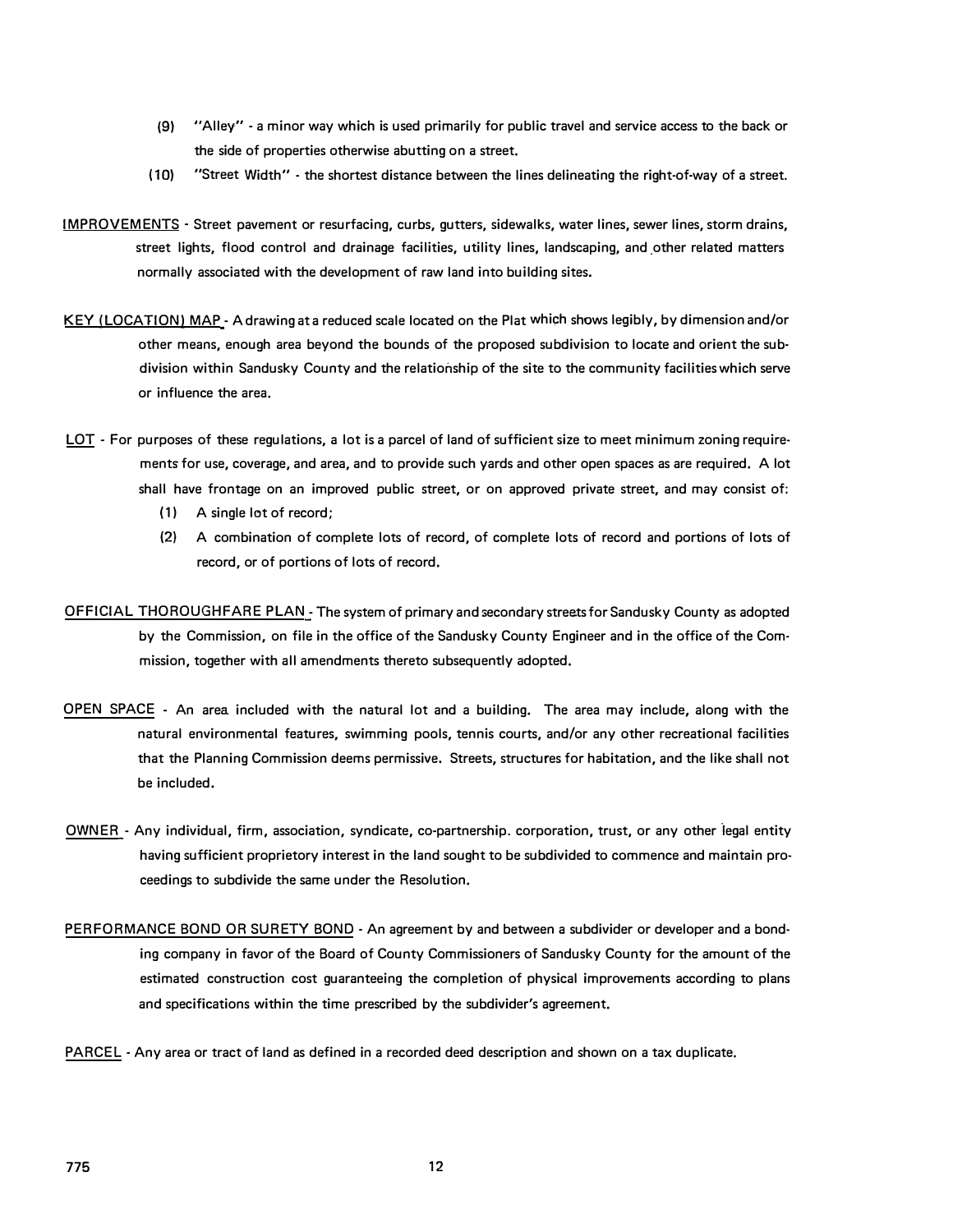(9) "Alley" - a minor way which is used primarily for public travel and service access to the back or the side of properties otherwise abutting on a street.

(10) "Street Width" - the shortest distance between the lines delineating the right-of-way of a street.

<u>IMPROVEMENTS</u> - Street pavement or resurfacing, curbs, gutters, sidewalks, water lines, sewer lines, storm drains, street lights, flood control and drainage facilities, utility lines, landscaping, and other related matters normally associated with the development of raw land into building sites.

<u>KEY (LOCATION) MAP</u> - A drawing at a reduced scale located on the Plat which shows legibly, by dimension and/or other means, enough area beyond the bounds of the proposed subdivision to locate and orient the subdivision within Sandusky County and the relationship of the site to the community facilities which serve or influence the area.

<u>LOT</u> - For purposes of these regulations, a lot is a parcel of land of sufficient size to meet minimum zoning requirements for use, coverage, and area, and to provide such yards and other open spaces as are required. A lot shall have frontage on an improved public street, or on approved private street, and may consist of:

(1) A single lot of record;

(2) A combination of complete lots of record, of complete lots of record and portions of lots of record, or of portions of lots of record.

<u>OFFICIAL THOROUGHFARE PLAN</u> - The system of primary and secondary streets for Sandusky County as adopted by the Commission, on file in the office of the Sandusky County Engineer and in the office of the Commission, together with all amendments thereto subsequently adopted.

<u>OPEN SPACE</u> - An area included with the natural lot and a building. The area may include, along with the natural environmental features, swimming pools, tennis courts, and/or any other recreational facilities that the Planning Commission deems permissive. Streets, structures for habitation, and the like shall not be included.

<u>OWNER</u> - Any individual, firm, association, syndicate, co-partnership. corporation, trust, or any other legal entity having sufficient proprietory interest in the land sought to be subdivided to commence and maintain proceedings to subdivide the same under the Resolution.

<u>PERFORMANCE BOND OR SURETY BOND</u> - An agreement by and between a subdivider or developer and a bonding company in favor of the Board of County Commissioners of Sandusky County for the amount of the estimated construction cost guaranteeing the completion of physical improvements according to plans and specifications within the time prescribed by the subdivider's agreement.

<u>PARCEL</u> - Any area or tract of land as defined in a recorded deed description and shown on a tax duplicate.

775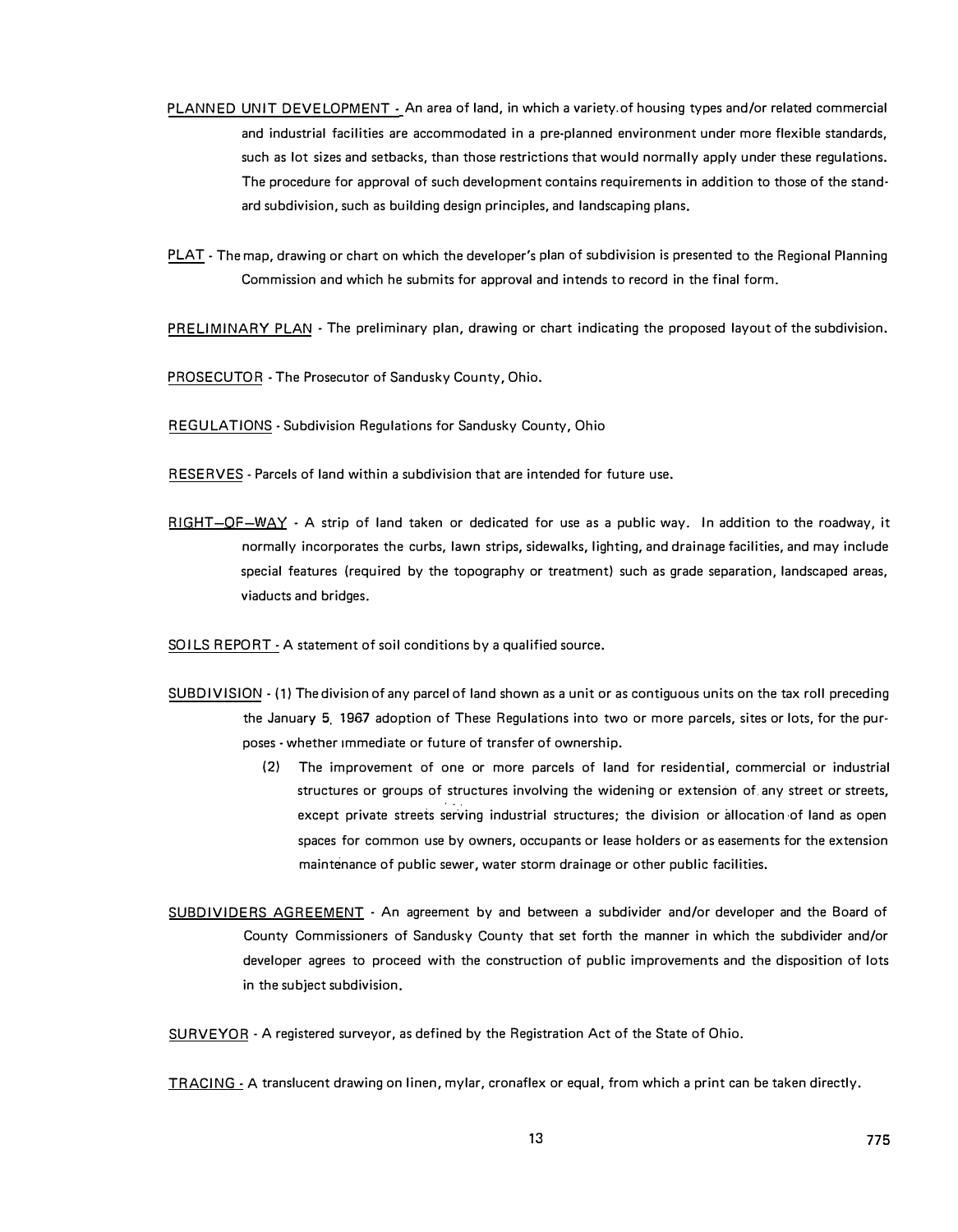PLANNED UNIT DEVELOPMENT - An area of land, in which a variety of housing types and/or related commercial and industrial facilities are accommodated in a pre-planned environment under more flexible standards, such as lot sizes and setbacks, than those restrictions that would normally apply under these regulations. The procedure for approval of such development contains requirements in addition to those of the standard subdivision, such as building design principles, and landscaping plans.

PLAT - The map, drawing or chart on which the developer's plan of subdivision is presented to the Regional Planning Commission and which he submits for approval and intends to record in the final form.

PRELIMINARY PLAN - The preliminary plan, drawing or chart indicating the proposed layout of the subdivision.

PROSECUTOR - The Prosecutor of Sandusky County, Ohio.

REGULATIONS - Subdivision Regulations for Sandusky County, Ohio

RESERVES - Parcels of land within a subdivision that are intended for future use.

RIGHT-OF-WAY - A strip of land taken or dedicated for use as a public way. In addition to the roadway, it normally incorporates the curbs, lawn strips, sidewalks, lighting, and drainage facilities, and may include special features (required by the topography or treatment) such as grade separation, landscaped areas, viaducts and bridges.

SOILS REPORT - A statement of soil conditions by a qualified source.

SUBDIVISION - (1) The division of any parcel of land shown as a unit or as contiguous units on the tax roll preceding the January 5, 1967 adoption of These Regulations into two or more parcels, sites or lots, for the purposes - whether immediate or future of transfer of ownership.

(2) The improvement of one or more parcels of land for residential, commercial or industrial structures or groups of structures involving the widening or extension of any street or streets, except private streets serving industrial structures; the division or allocation of land as open spaces for common use by owners, occupants or lease holders or as easements for the extension maintenance of public sewer, water storm drainage or other public facilities.

SUBDIVIDERS AGREEMENT - An agreement by and between a subdivider and/or developer and the Board of County Commissioners of Sandusky County that set forth the manner in which the subdivider and/or developer agrees to proceed with the construction of public improvements and the disposition of lots in the subject subdivision.

SURVEYOR - A registered surveyor, as defined by the Registration Act of the State of Ohio.

TRACING - A translucent drawing on linen, mylar, cronaflex or equal, from which a print can be taken directly.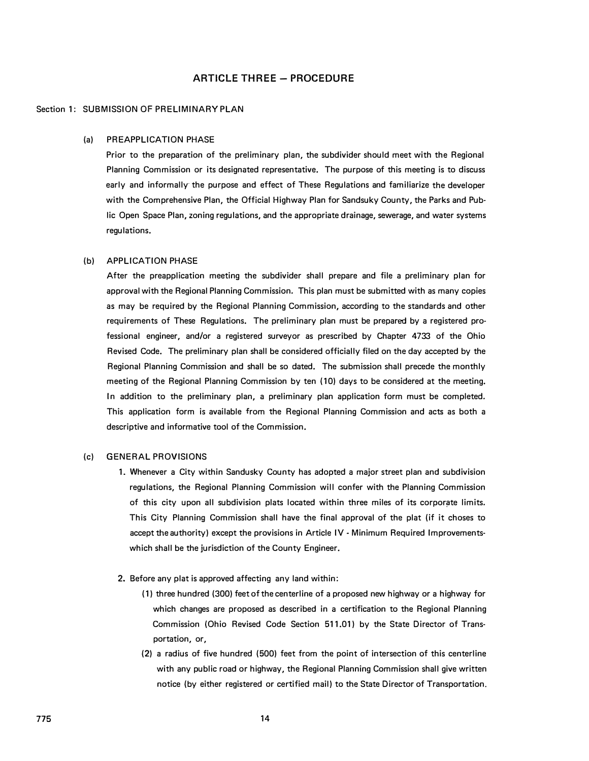## ARTICLE THREE – PROCEDURE

### Section 1: SUBMISSION OF PRELIMINARY PLAN

(a) PREAPPLICATION PHASE

Prior to the preparation of the preliminary plan, the subdivider should meet with the Regional Planning Commission or its designated representative. The purpose of this meeting is to discuss early and informally the purpose and effect of These Regulations and familiarize the developer with the Comprehensive Plan, the Official Highway Plan for Sandsuky County, the Parks and Public Open Space Plan, zoning regulations, and the appropriate drainage, sewerage, and water systems regulations.

(b) APPLICATION PHASE

After the preapplication meeting the subdivider shall prepare and file a preliminary plan for approval with the Regional Planning Commission. This plan must be submitted with as many copies as may be required by the Regional Planning Commission, according to the standards and other requirements of These Regulations. The preliminary plan must be prepared by a registered professional engineer, and/or a registered surveyor as prescribed by Chapter 4733 of the Ohio Revised Code. The preliminary plan shall be considered officially filed on the day accepted by the Regional Planning Commission and shall be so dated. The submission shall precede the monthly meeting of the Regional Planning Commission by ten (10) days to be considered at the meeting. In addition to the preliminary plan, a preliminary plan application form must be completed. This application form is available from the Regional Planning Commission and acts as both a descriptive and informative tool of the Commission.

(c) GENERAL PROVISIONS

1. Whenever a City within Sandusky County has adopted a major street plan and subdivision regulations, the Regional Planning Commission will confer with the Planning Commission of this city upon all subdivision plats located within three miles of its corporate limits. This City Planning Commission shall have the final approval of the plat (if it choses to accept the authority) except the provisions in Article IV - Minimum Required Improvements- which shall be the jurisdiction of the County Engineer.

2. Before any plat is approved affecting any land within:
   (1) three hundred (300) feet of the centerline of a proposed new highway or a highway for which changes are proposed as described in a certification to the Regional Planning Commission (Ohio Revised Code Section 511.01) by the State Director of Transportation, or,
   (2) a radius of five hundred (500) feet from the point of intersection of this centerline with any public road or highway, the Regional Planning Commission shall give written notice (by either registered or certified mail) to the State Director of Transportation.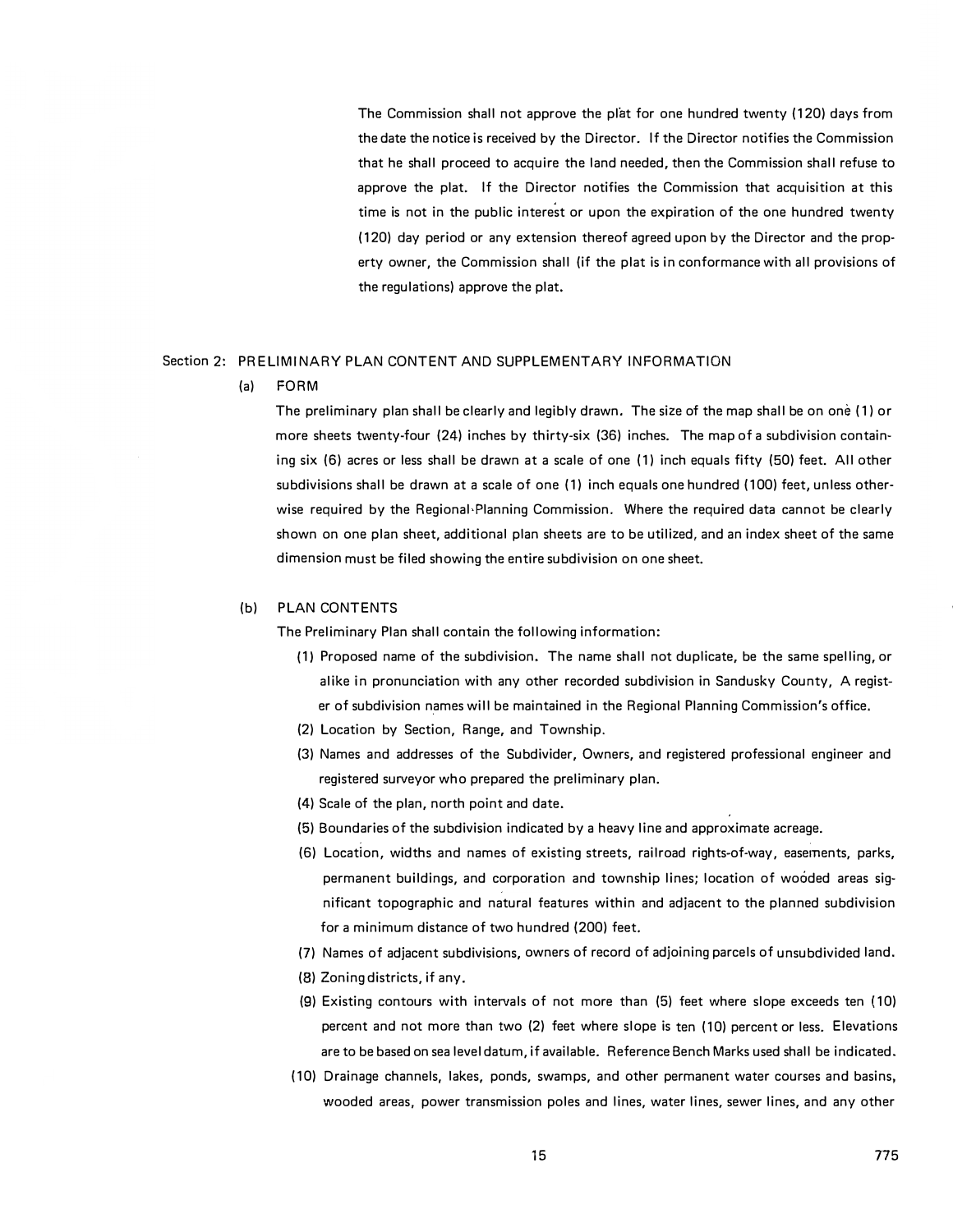The Commission shall not approve the plat for one hundred twenty (120) days from the date the notice is received by the Director. If the Director notifies the Commission that he shall proceed to acquire the land needed, then the Commission shall refuse to approve the plat. If the Director notifies the Commission that acquisition at this time is not in the public interest or upon the expiration of the one hundred twenty (120) day period or any extension thereof agreed upon by the Director and the property owner, the Commission shall (if the plat is in conformance with all provisions of the regulations) approve the plat.

## Section 2: PRELIMINARY PLAN CONTENT AND SUPPLEMENTARY INFORMATION

### (a) FORM

The preliminary plan shall be clearly and legibly drawn. The size of the map shall be on one (1) or more sheets twenty-four (24) inches by thirty-six (36) inches. The map of a subdivision containing six (6) acres or less shall be drawn at a scale of one (1) inch equals fifty (50) feet. All other subdivisions shall be drawn at a scale of one (1) inch equals one hundred (100) feet, unless otherwise required by the Regional Planning Commission. Where the required data cannot be clearly shown on one plan sheet, additional plan sheets are to be utilized, and an index sheet of the same dimension must be filed showing the entire subdivision on one sheet.

### (b) PLAN CONTENTS

The Preliminary Plan shall contain the following information:

(1) Proposed name of the subdivision. The name shall not duplicate, be the same spelling, or alike in pronunciation with any other recorded subdivision in Sandusky County, A register of subdivision names will be maintained in the Regional Planning Commission's office.

(2) Location by Section, Range, and Township.

(3) Names and addresses of the Subdivider, Owners, and registered professional engineer and registered surveyor who prepared the preliminary plan.

(4) Scale of the plan, north point and date.

(5) Boundaries of the subdivision indicated by a heavy line and approximate acreage.

(6) Location, widths and names of existing streets, railroad rights-of-way, easements, parks, permanent buildings, and corporation and township lines; location of wooded areas significant topographic and natural features within and adjacent to the planned subdivision for a minimum distance of two hundred (200) feet.

(7) Names of adjacent subdivisions, owners of record of adjoining parcels of unsubdivided land.

(8) Zoning districts, if any.

(9) Existing contours with intervals of not more than (5) feet where slope exceeds ten (10) percent and not more than two (2) feet where slope is ten (10) percent or less. Elevations are to be based on sea level datum, if available. Reference Bench Marks used shall be indicated.

(10) Drainage channels, lakes, ponds, swamps, and other permanent water courses and basins, wooded areas, power transmission poles and lines, water lines, sewer lines, and any other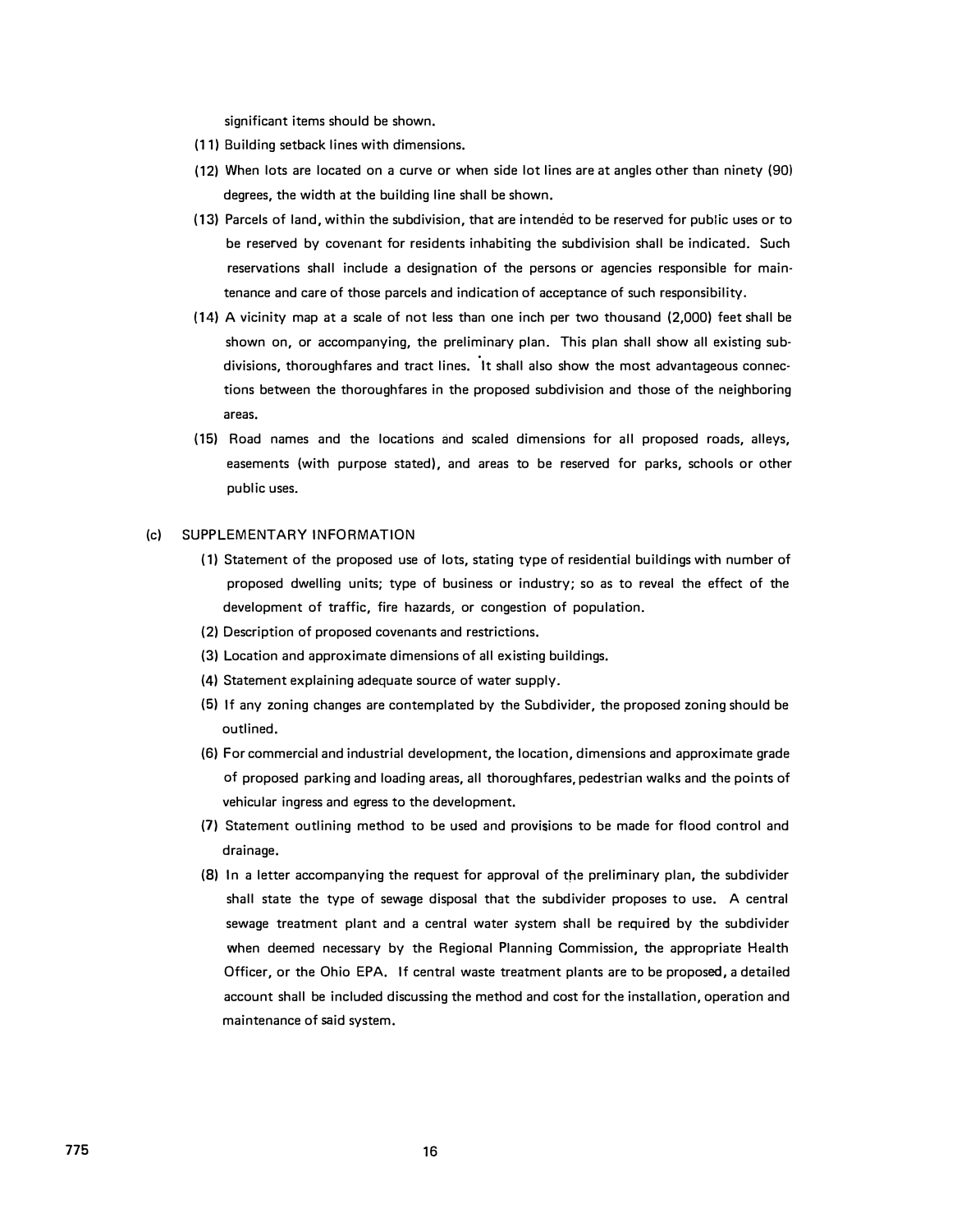significant items should be shown.

(11) Building setback lines with dimensions.

(12) When lots are located on a curve or when side lot lines are at angles other than ninety (90) degrees, the width at the building line shall be shown.

(13) Parcels of land, within the subdivision, that are intended to be reserved for public uses or to be reserved by covenant for residents inhabiting the subdivision shall be indicated. Such reservations shall include a designation of the persons or agencies responsible for maintenance and care of those parcels and indication of acceptance of such responsibility.

(14) A vicinity map at a scale of not less than one inch per two thousand (2,000) feet shall be shown on, or accompanying, the preliminary plan. This plan shall show all existing subdivisions, thoroughfares and tract lines. It shall also show the most advantageous connections between the thoroughfares in the proposed subdivision and those of the neighboring areas.

(15) Road names and the locations and scaled dimensions for all proposed roads, alleys, easements (with purpose stated), and areas to be reserved for parks, schools or other public uses.

(c) SUPPLEMENTARY INFORMATION

(1) Statement of the proposed use of lots, stating type of residential buildings with number of proposed dwelling units; type of business or industry; so as to reveal the effect of the development of traffic, fire hazards, or congestion of population.

(2) Description of proposed covenants and restrictions.

(3) Location and approximate dimensions of all existing buildings.

(4) Statement explaining adequate source of water supply.

(5) If any zoning changes are contemplated by the Subdivider, the proposed zoning should be outlined.

(6) For commercial and industrial development, the location, dimensions and approximate grade of proposed parking and loading areas, all thoroughfares, pedestrian walks and the points of vehicular ingress and egress to the development.

(7) Statement outlining method to be used and provisions to be made for flood control and drainage.

(8) In a letter accompanying the request for approval of the preliminary plan, the subdivider shall state the type of sewage disposal that the subdivider proposes to use. A central sewage treatment plant and a central water system shall be required by the subdivider when deemed necessary by the Regional Planning Commission, the appropriate Health Officer, or the Ohio EPA. If central waste treatment plants are to be proposed, a detailed account shall be included discussing the method and cost for the installation, operation and maintenance of said system.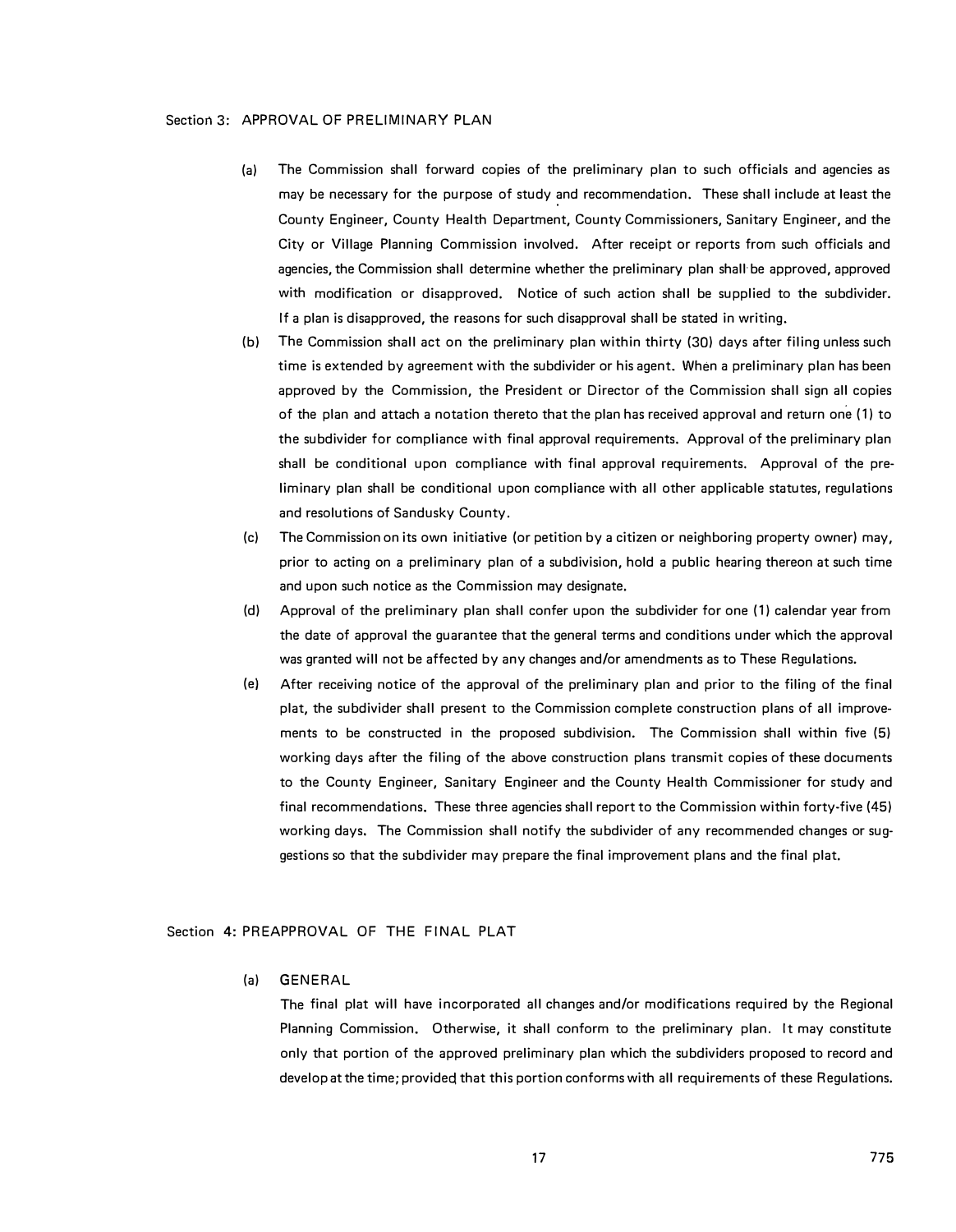## Section 3: APPROVAL OF PRELIMINARY PLAN

(a) The Commission shall forward copies of the preliminary plan to such officials and agencies as may be necessary for the purpose of study and recommendation. These shall include at least the County Engineer, County Health Department, County Commissioners, Sanitary Engineer, and the City or Village Planning Commission involved. After receipt or reports from such officials and agencies, the Commission shall determine whether the preliminary plan shall be approved, approved with modification or disapproved. Notice of such action shall be supplied to the subdivider. If a plan is disapproved, the reasons for such disapproval shall be stated in writing.

(b) The Commission shall act on the preliminary plan within thirty (30) days after filing unless such time is extended by agreement with the subdivider or his agent. When a preliminary plan has been approved by the Commission, the President or Director of the Commission shall sign all copies of the plan and attach a notation thereto that the plan has received approval and return one (1) to the subdivider for compliance with final approval requirements. Approval of the preliminary plan shall be conditional upon compliance with final approval requirements. Approval of the preliminary plan shall be conditional upon compliance with all other applicable statutes, regulations and resolutions of Sandusky County.

(c) The Commission on its own initiative (or petition by a citizen or neighboring property owner) may, prior to acting on a preliminary plan of a subdivision, hold a public hearing thereon at such time and upon such notice as the Commission may designate.

(d) Approval of the preliminary plan shall confer upon the subdivider for one (1) calendar year from the date of approval the guarantee that the general terms and conditions under which the approval was granted will not be affected by any changes and/or amendments as to These Regulations.

(e) After receiving notice of the approval of the preliminary plan and prior to the filing of the final plat, the subdivider shall present to the Commission complete construction plans of all improvements to be constructed in the proposed subdivision. The Commission shall within five (5) working days after the filing of the above construction plans transmit copies of these documents to the County Engineer, Sanitary Engineer and the County Health Commissioner for study and final recommendations. These three agencies shall report to the Commission within forty-five (45) working days. The Commission shall notify the subdivider of any recommended changes or suggestions so that the subdivider may prepare the final improvement plans and the final plat.

## Section 4: PREAPPROVAL OF THE FINAL PLAT

(a) GENERAL

The final plat will have incorporated all changes and/or modifications required by the Regional Planning Commission. Otherwise, it shall conform to the preliminary plan. It may constitute only that portion of the approved preliminary plan which the subdividers proposed to record and develop at the time; provided that this portion conforms with all requirements of these Regulations.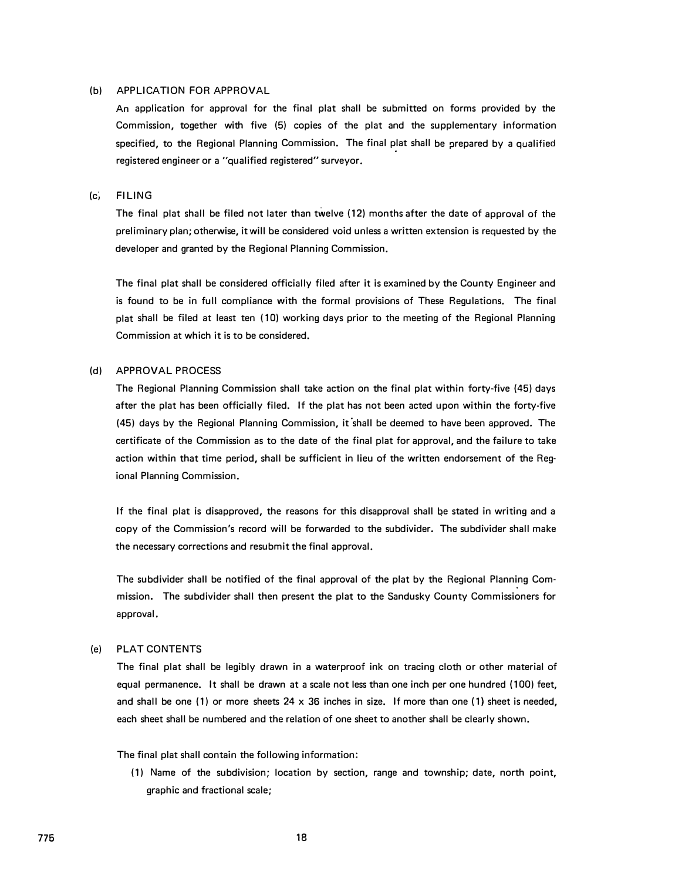(b) APPLICATION FOR APPROVAL

An application for approval for the final plat shall be submitted on forms provided by the Commission, together with five (5) copies of the plat and the supplementary information specified, to the Regional Planning Commission. The final plat shall be prepared by a qualified registered engineer or a "qualified registered" surveyor.

(c) FILING

The final plat shall be filed not later than twelve (12) months after the date of approval of the preliminary plan; otherwise, it will be considered void unless a written extension is requested by the developer and granted by the Regional Planning Commission.

The final plat shall be considered officially filed after it is examined by the County Engineer and is found to be in full compliance with the formal provisions of These Regulations. The final plat shall be filed at least ten (10) working days prior to the meeting of the Regional Planning Commission at which it is to be considered.

(d) APPROVAL PROCESS

The Regional Planning Commission shall take action on the final plat within forty-five (45) days after the plat has been officially filed. If the plat has not been acted upon within the forty-five (45) days by the Regional Planning Commission, it shall be deemed to have been approved. The certificate of the Commission as to the date of the final plat for approval, and the failure to take action within that time period, shall be sufficient in lieu of the written endorsement of the Regional Planning Commission.

If the final plat is disapproved, the reasons for this disapproval shall be stated in writing and a copy of the Commission's record will be forwarded to the subdivider. The subdivider shall make the necessary corrections and resubmit the final approval.

The subdivider shall be notified of the final approval of the plat by the Regional Planning Commission. The subdivider shall then present the plat to the Sandusky County Commissioners for approval.

(e) PLAT CONTENTS

The final plat shall be legibly drawn in a waterproof ink on tracing cloth or other material of equal permanence. It shall be drawn at a scale not less than one inch per one hundred (100) feet, and shall be one (1) or more sheets 24 x 36 inches in size. If more than one (1) sheet is needed, each sheet shall be numbered and the relation of one sheet to another shall be clearly shown.

The final plat shall contain the following information:

(1) Name of the subdivision; location by section, range and township; date, north point, graphic and fractional scale;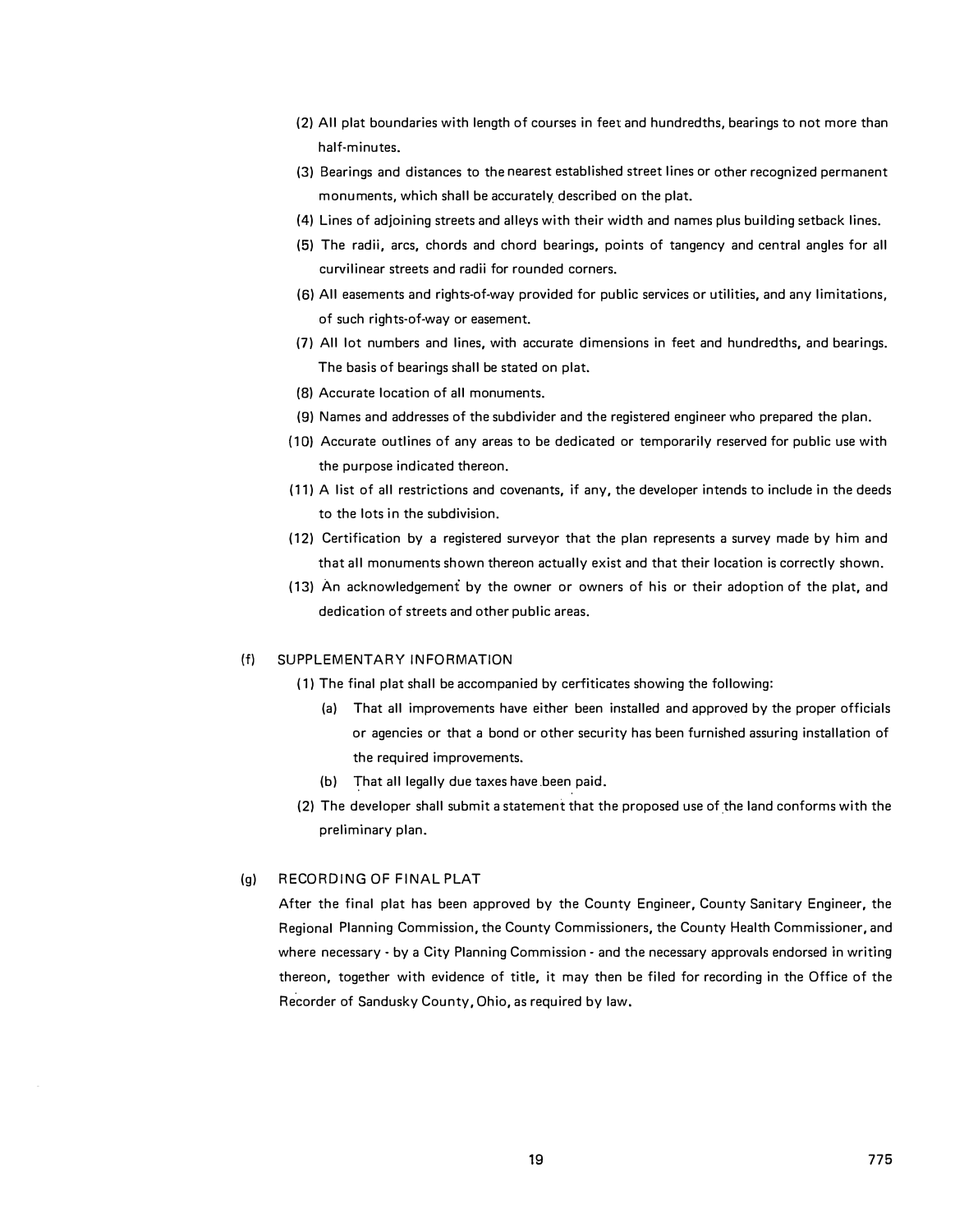(2) All plat boundaries with length of courses in feet and hundredths, bearings to not more than half-minutes.

(3) Bearings and distances to the nearest established street lines or other recognized permanent monuments, which shall be accurately described on the plat.

(4) Lines of adjoining streets and alleys with their width and names plus building setback lines.

(5) The radii, arcs, chords and chord bearings, points of tangency and central angles for all curvilinear streets and radii for rounded corners.

(6) All easements and rights-of-way provided for public services or utilities, and any limitations, of such rights-of-way or easement.

(7) All lot numbers and lines, with accurate dimensions in feet and hundredths, and bearings. The basis of bearings shall be stated on plat.

(8) Accurate location of all monuments.

(9) Names and addresses of the subdivider and the registered engineer who prepared the plan.

(10) Accurate outlines of any areas to be dedicated or temporarily reserved for public use with the purpose indicated thereon.

(11) A list of all restrictions and covenants, if any, the developer intends to include in the deeds to the lots in the subdivision.

(12) Certification by a registered surveyor that the plan represents a survey made by him and that all monuments shown thereon actually exist and that their location is correctly shown.

(13) An acknowledgement by the owner or owners of his or their adoption of the plat, and dedication of streets and other public areas.

(f) SUPPLEMENTARY INFORMATION

(1) The final plat shall be accompanied by cerfiticates showing the following:

(a) That all improvements have either been installed and approved by the proper officials or agencies or that a bond or other security has been furnished assuring installation of the required improvements.

(b) That all legally due taxes have been paid.

(2) The developer shall submit a statement that the proposed use of the land conforms with the preliminary plan.

(g) RECORDING OF FINAL PLAT

After the final plat has been approved by the County Engineer, County Sanitary Engineer, the Regional Planning Commission, the County Commissioners, the County Health Commissioner, and where necessary - by a City Planning Commission - and the necessary approvals endorsed in writing thereon, together with evidence of title, it may then be filed for recording in the Office of the Recorder of Sandusky County, Ohio, as required by law.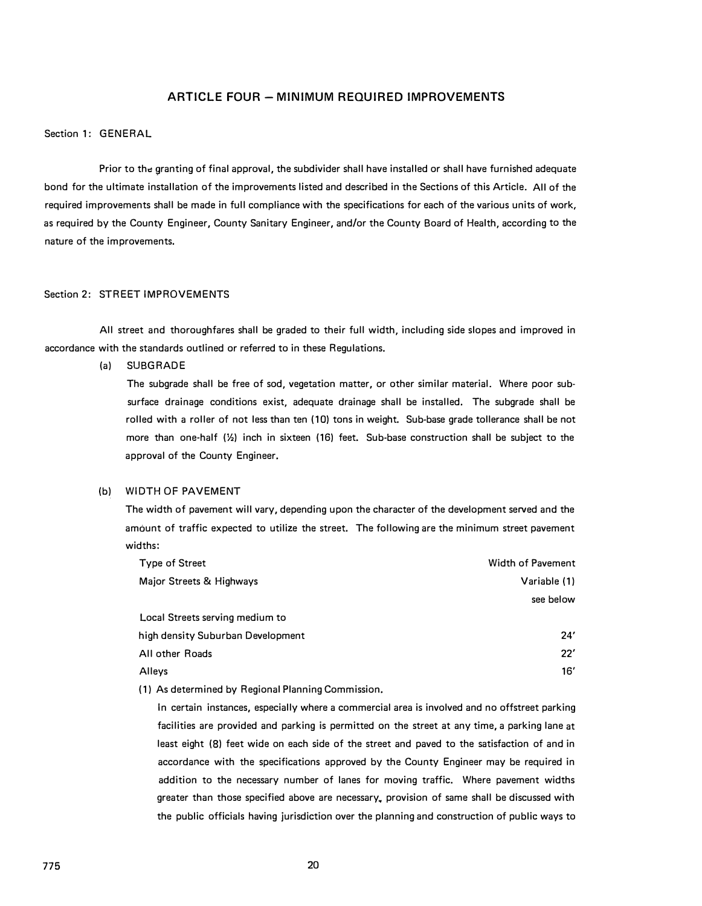## ARTICLE FOUR — MINIMUM REQUIRED IMPROVEMENTS

### Section 1: GENERAL

Prior to the granting of final approval, the subdivider shall have installed or shall have furnished adequate bond for the ultimate installation of the improvements listed and described in the Sections of this Article. All of the required improvements shall be made in full compliance with the specifications for each of the various units of work, as required by the County Engineer, County Sanitary Engineer, and/or the County Board of Health, according to the nature of the improvements.

### Section 2: STREET IMPROVEMENTS

All street and thoroughfares shall be graded to their full width, including side slopes and improved in accordance with the standards outlined or referred to in these Regulations.

(a) SUBGRADE

The subgrade shall be free of sod, vegetation matter, or other similar material. Where poor sub-surface drainage conditions exist, adequate drainage shall be installed. The subgrade shall be rolled with a roller of not less than ten (10) tons in weight. Sub-base grade tollerance shall be not more than one-half (½) inch in sixteen (16) feet. Sub-base construction shall be subject to the approval of the County Engineer.

(b) WIDTH OF PAVEMENT

The width of pavement will vary, depending upon the character of the development served and the amount of traffic expected to utilize the street. The following are the minimum street pavement widths:

| Type of Street | Width of Pavement |
|---|---|
| Major Streets & Highways | Variable (1) see below |
| Local Streets serving medium to high density Suburban Development | 24′ |
| All other Roads | 22′ |
| Alleys | 16′ |

(1) As determined by Regional Planning Commission.

In certain instances, especially where a commercial area is involved and no offstreet parking facilities are provided and parking is permitted on the street at any time, a parking lane at least eight (8) feet wide on each side of the street and paved to the satisfaction of and in accordance with the specifications approved by the County Engineer may be required in addition to the necessary number of lanes for moving traffic. Where pavement widths greater than those specified above are necessary, provision of same shall be discussed with the public officials having jurisdiction over the planning and construction of public ways to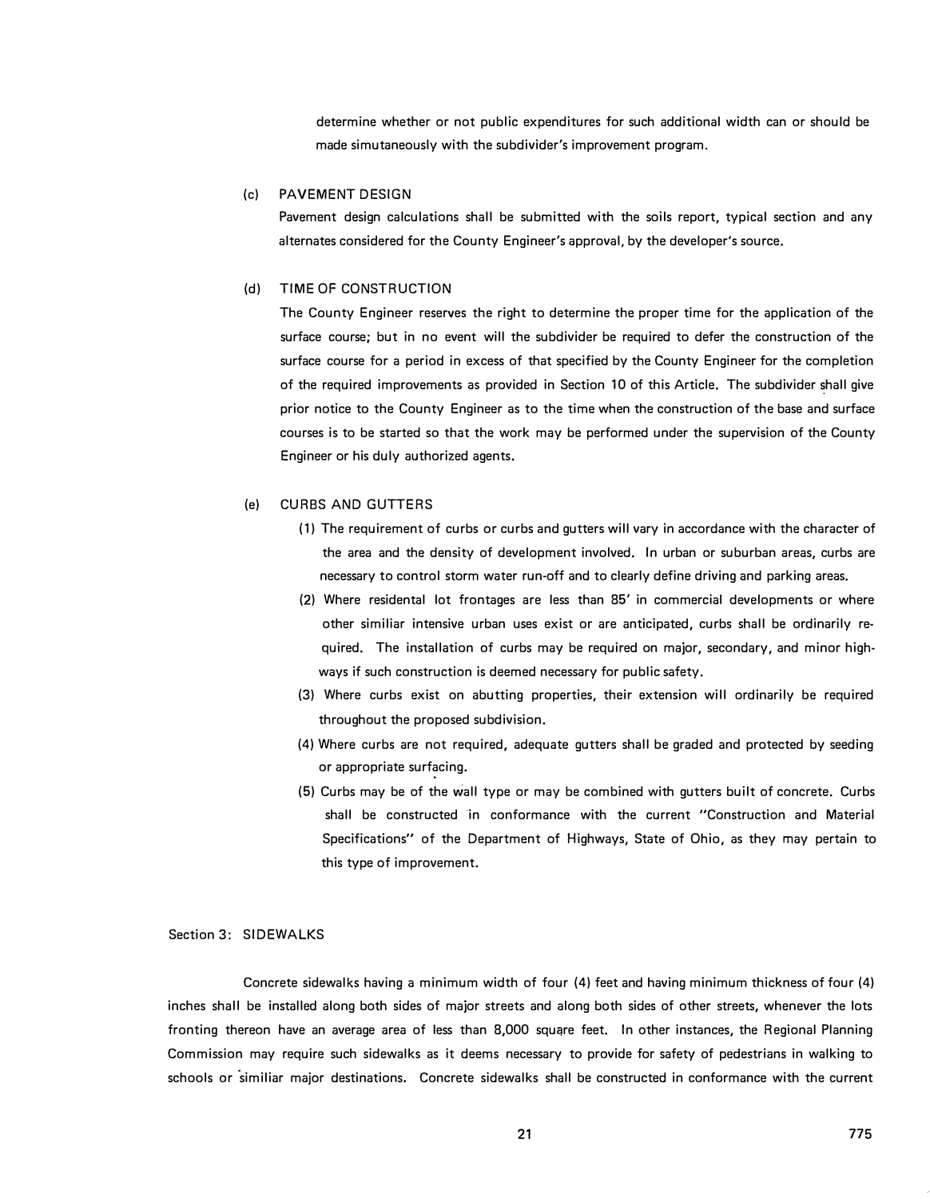determine whether or not public expenditures for such additional width can or should be made simutaneously with the subdivider's improvement program.

(c) PAVEMENT DESIGN

Pavement design calculations shall be submitted with the soils report, typical section and any alternates considered for the County Engineer's approval, by the developer's source.

(d) TIME OF CONSTRUCTION

The County Engineer reserves the right to determine the proper time for the application of the surface course; but in no event will the subdivider be required to defer the construction of the surface course for a period in excess of that specified by the County Engineer for the completion of the required improvements as provided in Section 10 of this Article. The subdivider shall give prior notice to the County Engineer as to the time when the construction of the base and surface courses is to be started so that the work may be performed under the supervision of the County Engineer or his duly authorized agents.

(e) CURBS AND GUTTERS

(1) The requirement of curbs or curbs and gutters will vary in accordance with the character of the area and the density of development involved. In urban or suburban areas, curbs are necessary to control storm water run-off and to clearly define driving and parking areas.

(2) Where residental lot frontages are less than 85' in commercial developments or where other similiar intensive urban uses exist or are anticipated, curbs shall be ordinarily required. The installation of curbs may be required on major, secondary, and minor highways if such construction is deemed necessary for public safety.

(3) Where curbs exist on abutting properties, their extension will ordinarily be required throughout the proposed subdivision.

(4) Where curbs are not required, adequate gutters shall be graded and protected by seeding or appropriate surfacing.

(5) Curbs may be of the wall type or may be combined with gutters built of concrete. Curbs shall be constructed in conformance with the current "Construction and Material Specifications" of the Department of Highways, State of Ohio, as they may pertain to this type of improvement.

## Section 3: SIDEWALKS

Concrete sidewalks having a minimum width of four (4) feet and having minimum thickness of four (4) inches shall be installed along both sides of major streets and along both sides of other streets, whenever the lots fronting thereon have an average area of less than 8,000 square feet. In other instances, the Regional Planning Commission may require such sidewalks as it deems necessary to provide for safety of pedestrians in walking to schools or similiar major destinations. Concrete sidewalks shall be constructed in conformance with the current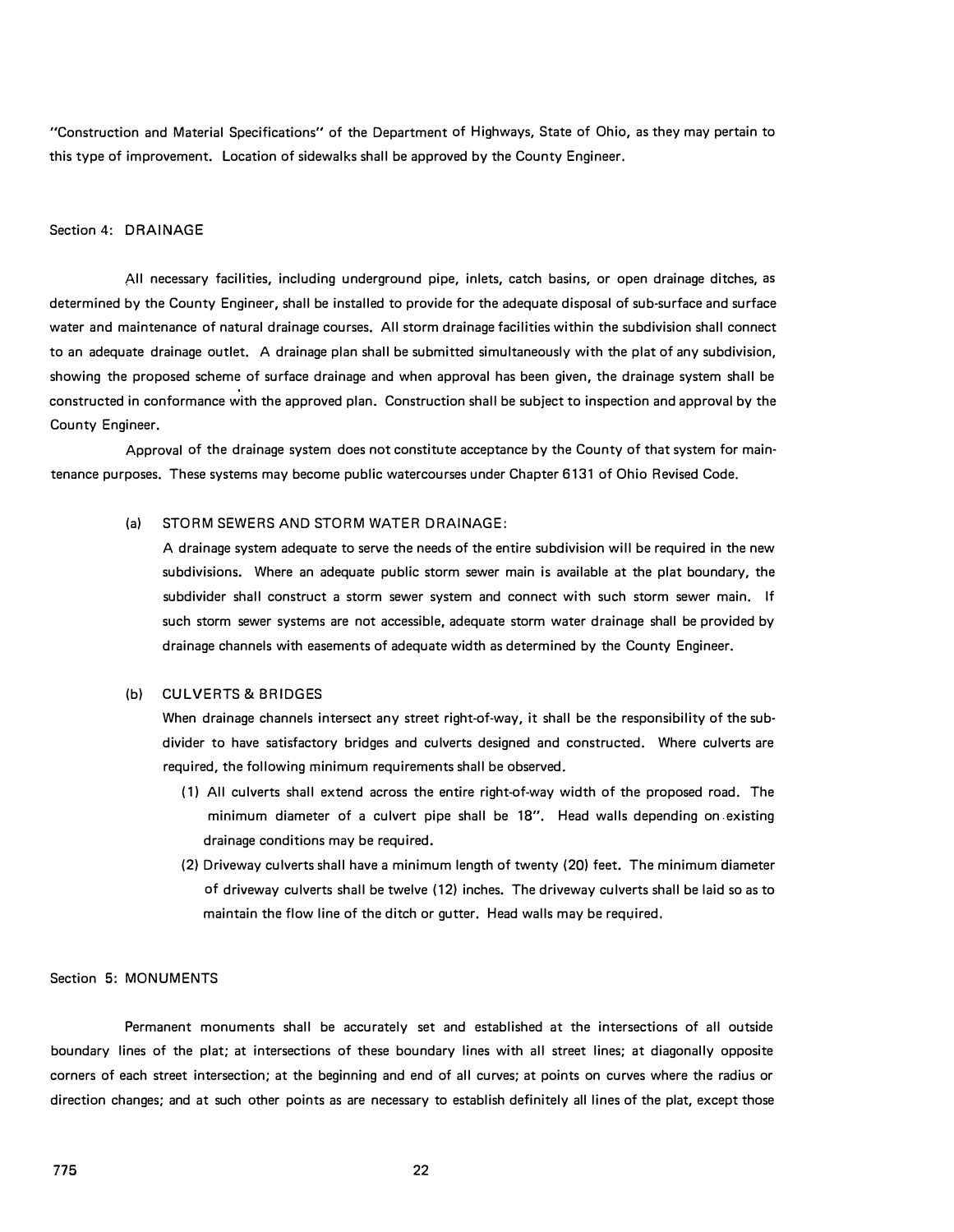"Construction and Material Specifications" of the Department of Highways, State of Ohio, as they may pertain to this type of improvement. Location of sidewalks shall be approved by the County Engineer.

## Section 4: DRAINAGE

All necessary facilities, including underground pipe, inlets, catch basins, or open drainage ditches, as determined by the County Engineer, shall be installed to provide for the adequate disposal of sub-surface and surface water and maintenance of natural drainage courses. All storm drainage facilities within the subdivision shall connect to an adequate drainage outlet. A drainage plan shall be submitted simultaneously with the plat of any subdivision, showing the proposed scheme of surface drainage and when approval has been given, the drainage system shall be constructed in conformance with the approved plan. Construction shall be subject to inspection and approval by the County Engineer.

Approval of the drainage system does not constitute acceptance by the County of that system for maintenance purposes. These systems may become public watercourses under Chapter 6131 of Ohio Revised Code.

(a) STORM SEWERS AND STORM WATER DRAINAGE:
A drainage system adequate to serve the needs of the entire subdivision will be required in the new subdivisions. Where an adequate public storm sewer main is available at the plat boundary, the subdivider shall construct a storm sewer system and connect with such storm sewer main. If such storm sewer systems are not accessible, adequate storm water drainage shall be provided by drainage channels with easements of adequate width as determined by the County Engineer.

(b) CULVERTS & BRIDGES
When drainage channels intersect any street right-of-way, it shall be the responsibility of the subdivider to have satisfactory bridges and culverts designed and constructed. Where culverts are required, the following minimum requirements shall be observed.

(1) All culverts shall extend across the entire right-of-way width of the proposed road. The minimum diameter of a culvert pipe shall be 18". Head walls depending on existing drainage conditions may be required.

(2) Driveway culverts shall have a minimum length of twenty (20) feet. The minimum diameter of driveway culverts shall be twelve (12) inches. The driveway culverts shall be laid so as to maintain the flow line of the ditch or gutter. Head walls may be required.

## Section 5: MONUMENTS

Permanent monuments shall be accurately set and established at the intersections of all outside boundary lines of the plat; at intersections of these boundary lines with all street lines; at diagonally opposite corners of each street intersection; at the beginning and end of all curves; at points on curves where the radius or direction changes; and at such other points as are necessary to establish definitely all lines of the plat, except those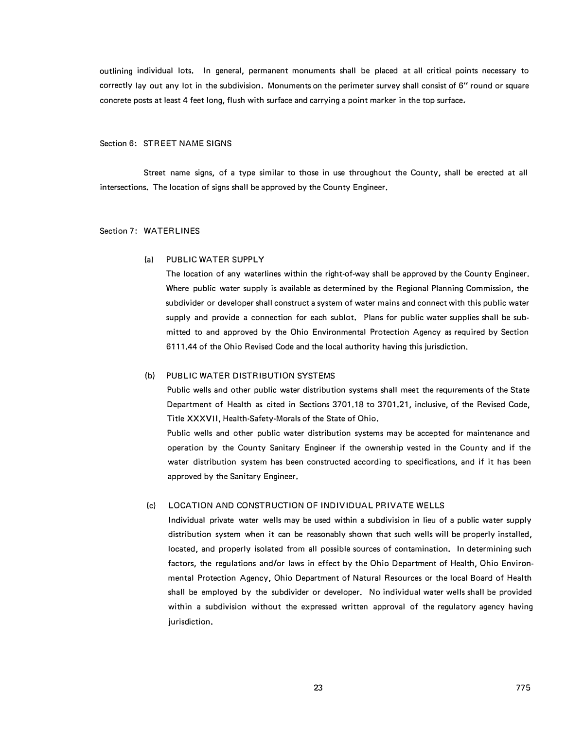outlining individual lots. In general, permanent monuments shall be placed at all critical points necessary to correctly lay out any lot in the subdivision. Monuments on the perimeter survey shall consist of 6" round or square concrete posts at least 4 feet long, flush with surface and carrying a point marker in the top surface.

## Section 6: STREET NAME SIGNS

Street name signs, of a type similar to those in use throughout the County, shall be erected at all intersections. The location of signs shall be approved by the County Engineer.

## Section 7: WATERLINES

### (a) PUBLIC WATER SUPPLY

The location of any waterlines within the right-of-way shall be approved by the County Engineer. Where public water supply is available as determined by the Regional Planning Commission, the subdivider or developer shall construct a system of water mains and connect with this public water supply and provide a connection for each sublot. Plans for public water supplies shall be submitted to and approved by the Ohio Environmental Protection Agency as required by Section 6111.44 of the Ohio Revised Code and the local authority having this jurisdiction.

### (b) PUBLIC WATER DISTRIBUTION SYSTEMS

Public wells and other public water distribution systems shall meet the requirements of the State Department of Health as cited in Sections 3701.18 to 3701.21, inclusive, of the Revised Code, Title XXXVII, Health-Safety-Morals of the State of Ohio.

Public wells and other public water distribution systems may be accepted for maintenance and operation by the County Sanitary Engineer if the ownership vested in the County and if the water distribution system has been constructed according to specifications, and if it has been approved by the Sanitary Engineer.

### (c) LOCATION AND CONSTRUCTION OF INDIVIDUAL PRIVATE WELLS

Individual private water wells may be used within a subdivision in lieu of a public water supply distribution system when it can be reasonably shown that such wells will be properly installed, located, and properly isolated from all possible sources of contamination. In determining such factors, the regulations and/or laws in effect by the Ohio Department of Health, Ohio Environmental Protection Agency, Ohio Department of Natural Resources or the local Board of Health shall be employed by the subdivider or developer. No individual water wells shall be provided within a subdivision without the expressed written approval of the regulatory agency having jurisdiction.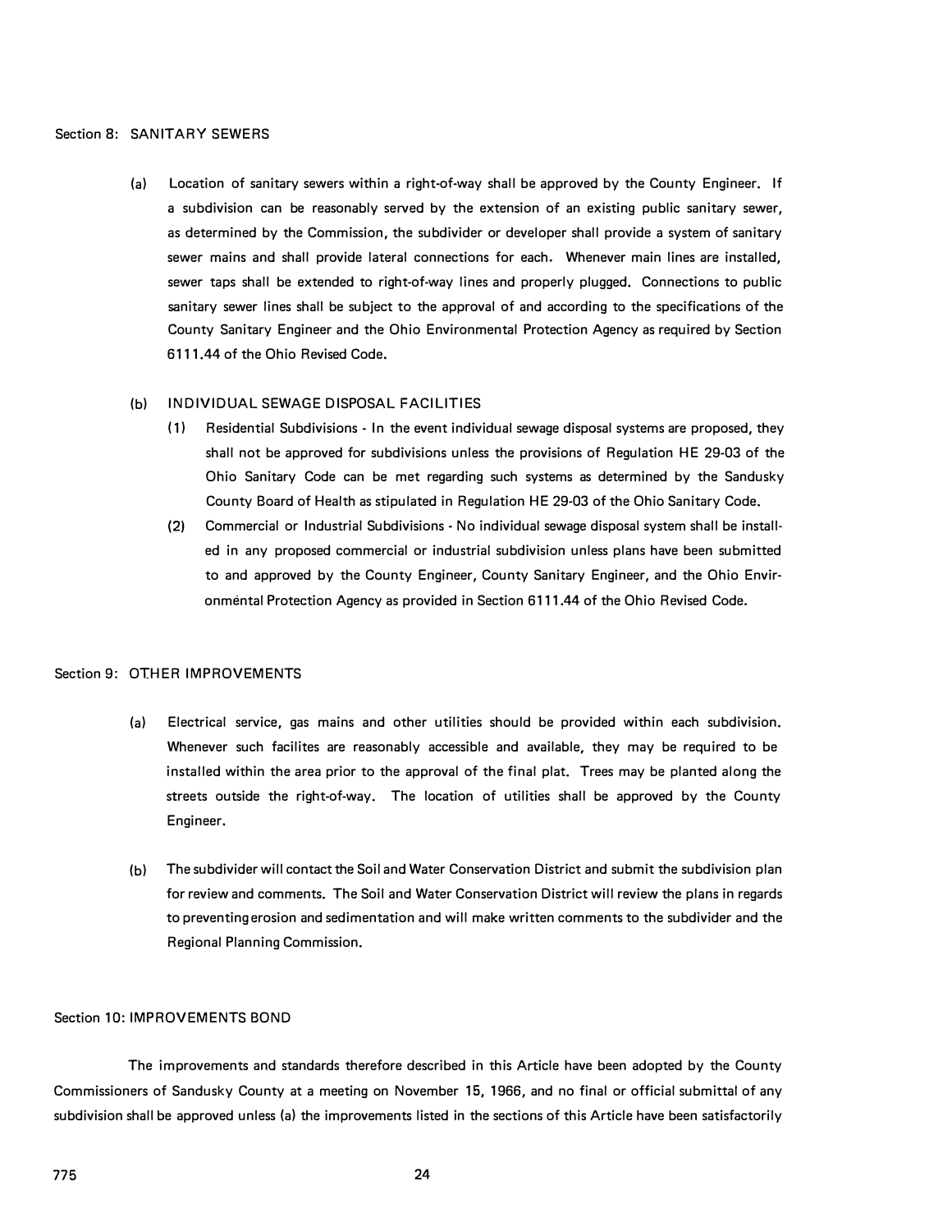Section 8: SANITARY SEWERS

(a) Location of sanitary sewers within a right-of-way shall be approved by the County Engineer. If a subdivision can be reasonably served by the extension of an existing public sanitary sewer, as determined by the Commission, the subdivider or developer shall provide a system of sanitary sewer mains and shall provide lateral connections for each. Whenever main lines are installed, sewer taps shall be extended to right-of-way lines and properly plugged. Connections to public sanitary sewer lines shall be subject to the approval of and according to the specifications of the County Sanitary Engineer and the Ohio Environmental Protection Agency as required by Section 6111.44 of the Ohio Revised Code.

(b) INDIVIDUAL SEWAGE DISPOSAL FACILITIES

(1) Residential Subdivisions - In the event individual sewage disposal systems are proposed, they shall not be approved for subdivisions unless the provisions of Regulation HE 29-03 of the Ohio Sanitary Code can be met regarding such systems as determined by the Sandusky County Board of Health as stipulated in Regulation HE 29-03 of the Ohio Sanitary Code.

(2) Commercial or Industrial Subdivisions - No individual sewage disposal system shall be installed in any proposed commercial or industrial subdivision unless plans have been submitted to and approved by the County Engineer, County Sanitary Engineer, and the Ohio Environmental Protection Agency as provided in Section 6111.44 of the Ohio Revised Code.

Section 9: OTHER IMPROVEMENTS

(a) Electrical service, gas mains and other utilities should be provided within each subdivision. Whenever such facilites are reasonably accessible and available, they may be required to be installed within the area prior to the approval of the final plat. Trees may be planted along the streets outside the right-of-way. The location of utilities shall be approved by the County Engineer.

(b) The subdivider will contact the Soil and Water Conservation District and submit the subdivision plan for review and comments. The Soil and Water Conservation District will review the plans in regards to preventing erosion and sedimentation and will make written comments to the subdivider and the Regional Planning Commission.

Section 10: IMPROVEMENTS BOND

The improvements and standards therefore described in this Article have been adopted by the County Commissioners of Sandusky County at a meeting on November 15, 1966, and no final or official submittal of any subdivision shall be approved unless (a) the improvements listed in the sections of this Article have been satisfactorily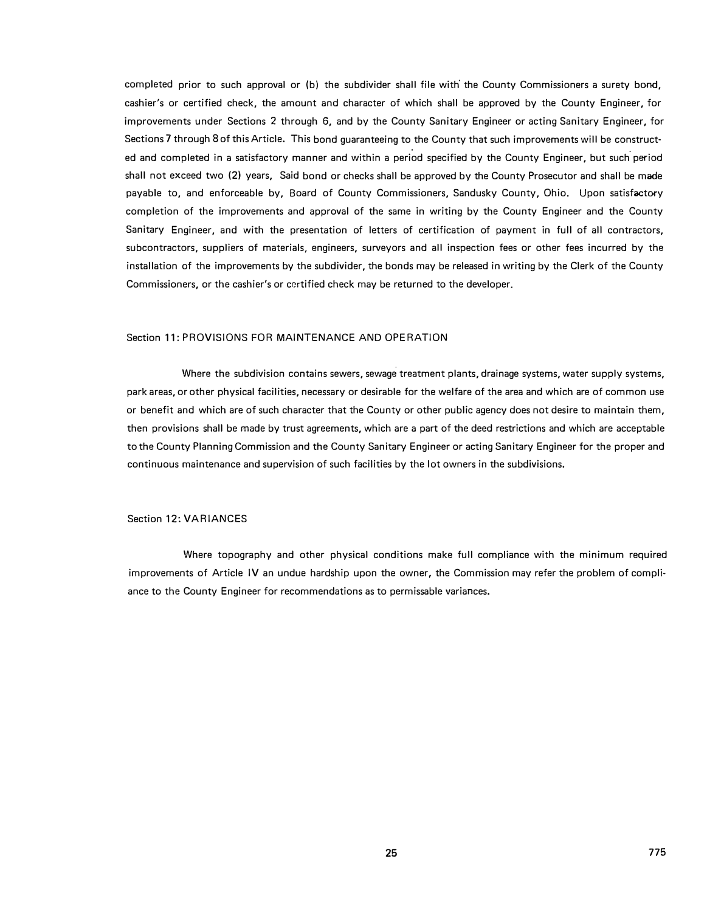completed prior to such approval or (b) the subdivider shall file with the County Commissioners a surety bond, cashier's or certified check, the amount and character of which shall be approved by the County Engineer, for improvements under Sections 2 through 6, and by the County Sanitary Engineer or acting Sanitary Engineer, for Sections 7 through 8 of this Article. This bond guaranteeing to the County that such improvements will be constructed and completed in a satisfactory manner and within a period specified by the County Engineer, but such period shall not exceed two (2) years, Said bond or checks shall be approved by the County Prosecutor and shall be made payable to, and enforceable by, Board of County Commissioners, Sandusky County, Ohio. Upon satisfactory completion of the improvements and approval of the same in writing by the County Engineer and the County Sanitary Engineer, and with the presentation of letters of certification of payment in full of all contractors, subcontractors, suppliers of materials, engineers, surveyors and all inspection fees or other fees incurred by the installation of the improvements by the subdivider, the bonds may be released in writing by the Clerk of the County Commissioners, or the cashier's or certified check may be returned to the developer.

Section 11: PROVISIONS FOR MAINTENANCE AND OPERATION

Where the subdivision contains sewers, sewage treatment plants, drainage systems, water supply systems, park areas, or other physical facilities, necessary or desirable for the welfare of the area and which are of common use or benefit and which are of such character that the County or other public agency does not desire to maintain them, then provisions shall be made by trust agreements, which are a part of the deed restrictions and which are acceptable to the County Planning Commission and the County Sanitary Engineer or acting Sanitary Engineer for the proper and continuous maintenance and supervision of such facilities by the lot owners in the subdivisions.

Section 12: VARIANCES

Where topography and other physical conditions make full compliance with the minimum required improvements of Article IV an undue hardship upon the owner, the Commission may refer the problem of compliance to the County Engineer for recommendations as to permissable variances.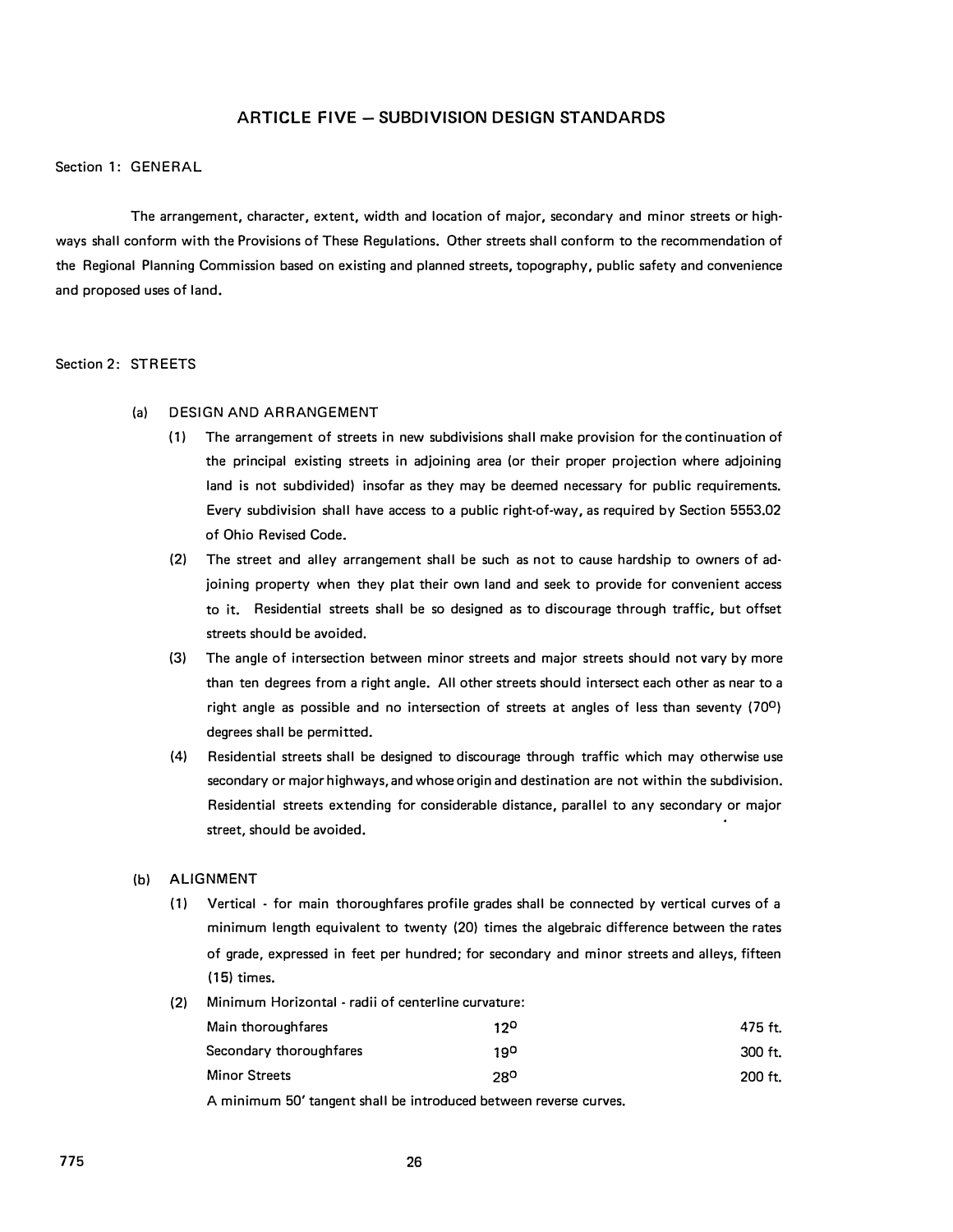## ARTICLE FIVE – SUBDIVISION DESIGN STANDARDS

Section 1: GENERAL

The arrangement, character, extent, width and location of major, secondary and minor streets or highways shall conform with the Provisions of These Regulations. Other streets shall conform to the recommendation of the Regional Planning Commission based on existing and planned streets, topography, public safety and convenience and proposed uses of land.

Section 2: STREETS

(a) DESIGN AND ARRANGEMENT

(1) The arrangement of streets in new subdivisions shall make provision for the continuation of the principal existing streets in adjoining area (or their proper projection where adjoining land is not subdivided) insofar as they may be deemed necessary for public requirements. Every subdivision shall have access to a public right-of-way, as required by Section 5553.02 of Ohio Revised Code.

(2) The street and alley arrangement shall be such as not to cause hardship to owners of adjoining property when they plat their own land and seek to provide for convenient access to it. Residential streets shall be so designed as to discourage through traffic, but offset streets should be avoided.

(3) The angle of intersection between minor streets and major streets should not vary by more than ten degrees from a right angle. All other streets should intersect each other as near to a right angle as possible and no intersection of streets at angles of less than seventy (70°) degrees shall be permitted.

(4) Residential streets shall be designed to discourage through traffic which may otherwise use secondary or major highways, and whose origin and destination are not within the subdivision. Residential streets extending for considerable distance, parallel to any secondary or major street, should be avoided.

(b) ALIGNMENT

(1) Vertical - for main thoroughfares profile grades shall be connected by vertical curves of a minimum length equivalent to twenty (20) times the algebraic difference between the rates of grade, expressed in feet per hundred; for secondary and minor streets and alleys, fifteen (15) times.

(2) Minimum Horizontal - radii of centerline curvature:

| | | |
|---|---|---|
| Main thoroughfares | 12° | 475 ft. |
| Secondary thoroughfares | 19° | 300 ft. |
| Minor Streets | 28° | 200 ft. |

A minimum 50′ tangent shall be introduced between reverse curves.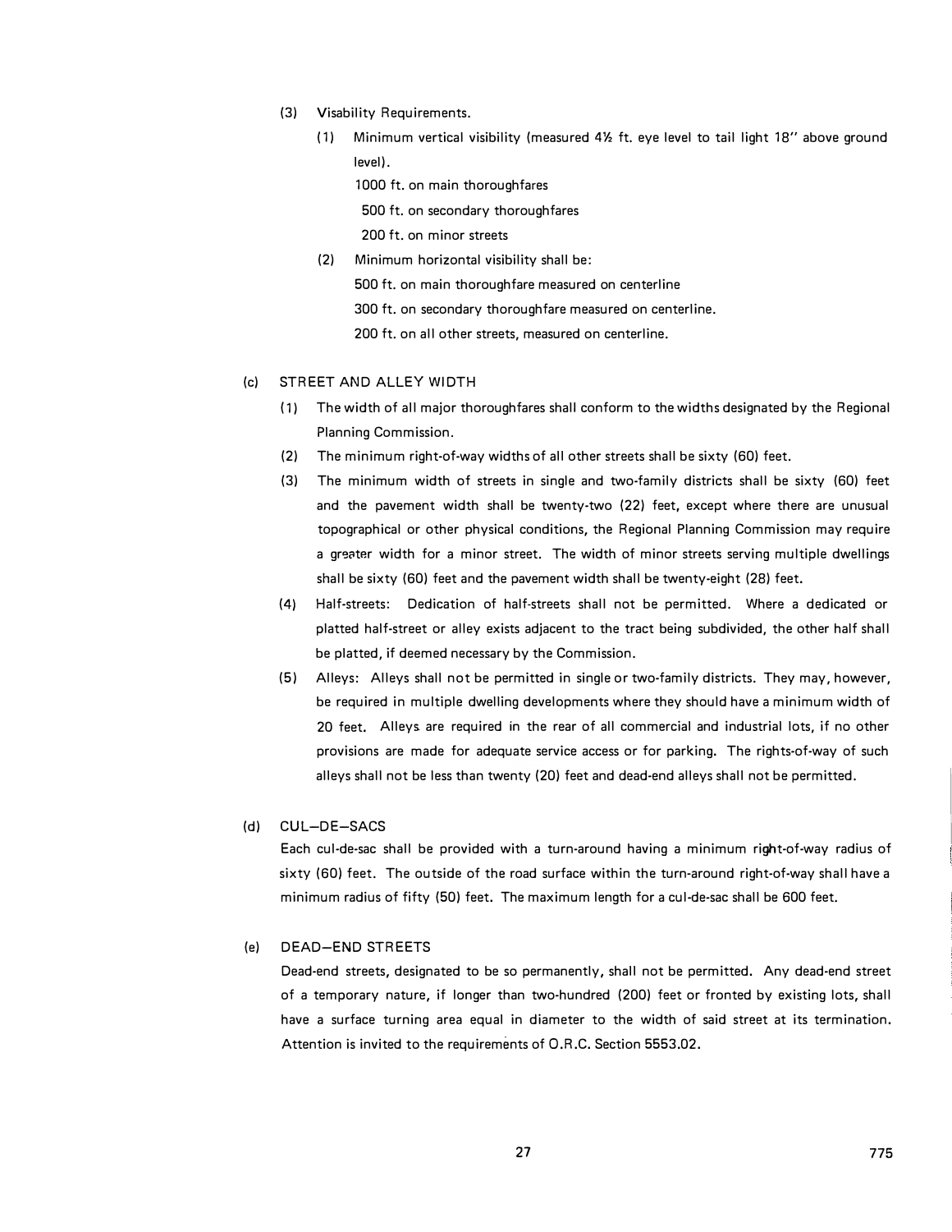(3) Visability Requirements.

(1) Minimum vertical visibility (measured 4½ ft. eye level to tail light 18" above ground level).

1000 ft. on main thoroughfares

500 ft. on secondary thoroughfares

200 ft. on minor streets

(2) Minimum horizontal visibility shall be:

500 ft. on main thoroughfare measured on centerline

300 ft. on secondary thoroughfare measured on centerline.

200 ft. on all other streets, measured on centerline.

(c) STREET AND ALLEY WIDTH

(1) The width of all major thoroughfares shall conform to the widths designated by the Regional Planning Commission.

(2) The minimum right-of-way widths of all other streets shall be sixty (60) feet.

(3) The minimum width of streets in single and two-family districts shall be sixty (60) feet and the pavement width shall be twenty-two (22) feet, except where there are unusual topographical or other physical conditions, the Regional Planning Commission may require a greater width for a minor street. The width of minor streets serving multiple dwellings shall be sixty (60) feet and the pavement width shall be twenty-eight (28) feet.

(4) Half-streets: Dedication of half-streets shall not be permitted. Where a dedicated or platted half-street or alley exists adjacent to the tract being subdivided, the other half shall be platted, if deemed necessary by the Commission.

(5) Alleys: Alleys shall not be permitted in single or two-family districts. They may, however, be required in multiple dwelling developments where they should have a minimum width of 20 feet. Alleys are required in the rear of all commercial and industrial lots, if no other provisions are made for adequate service access or for parking. The rights-of-way of such alleys shall not be less than twenty (20) feet and dead-end alleys shall not be permitted.

(d) CUL–DE–SACS

Each cul-de-sac shall be provided with a turn-around having a minimum right-of-way radius of sixty (60) feet. The outside of the road surface within the turn-around right-of-way shall have a minimum radius of fifty (50) feet. The maximum length for a cul-de-sac shall be 600 feet.

(e) DEAD–END STREETS

Dead-end streets, designated to be so permanently, shall not be permitted. Any dead-end street of a temporary nature, if longer than two-hundred (200) feet or fronted by existing lots, shall have a surface turning area equal in diameter to the width of said street at its termination. Attention is invited to the requirements of O.R.C. Section 5553.02.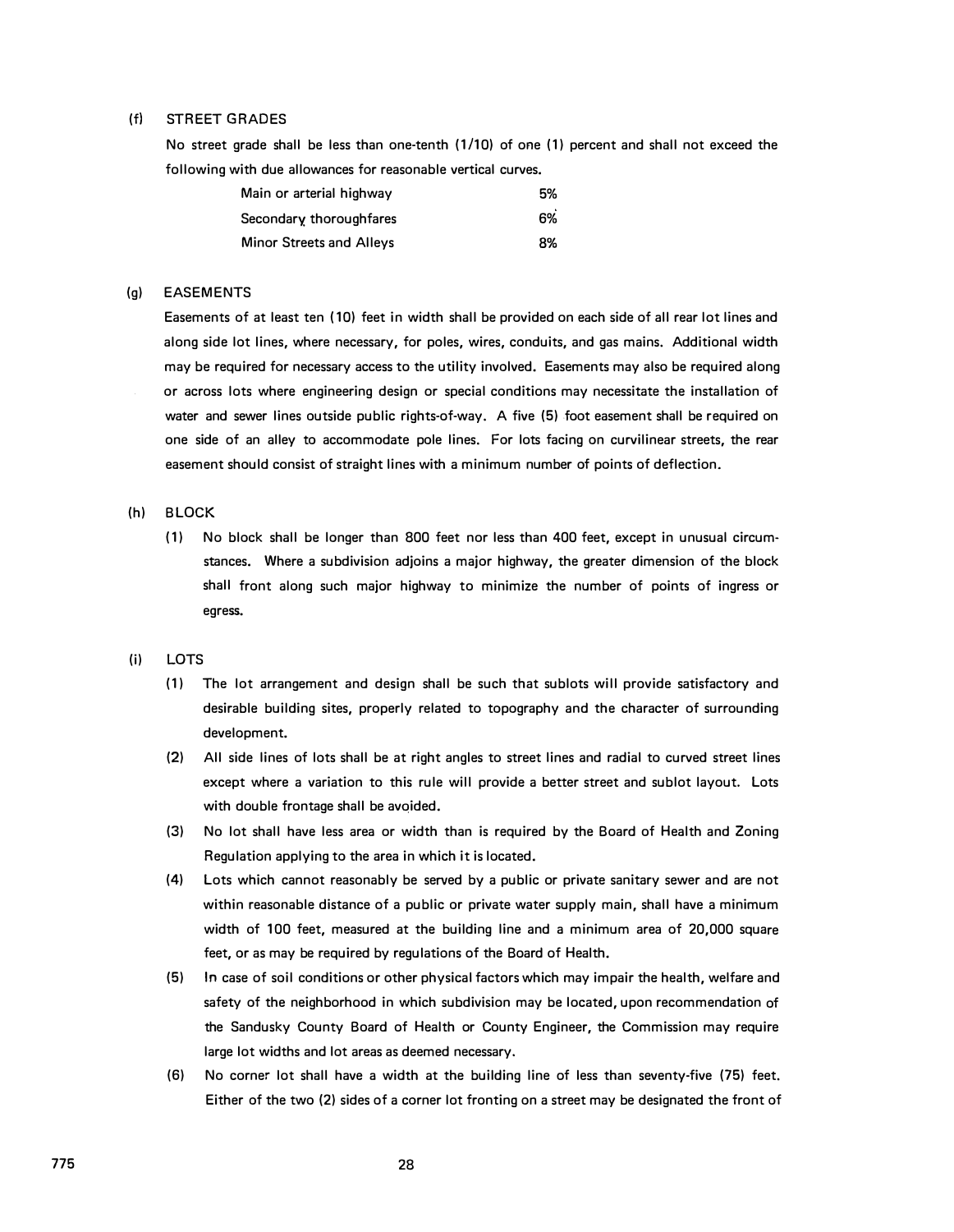(f) STREET GRADES

No street grade shall be less than one-tenth (1/10) of one (1) percent and shall not exceed the following with due allowances for reasonable vertical curves.

| | |
|---|---|
| Main or arterial highway | 5% |
| Secondary thoroughfares | 6% |
| Minor Streets and Alleys | 8% |

(g) EASEMENTS

Easements of at least ten (10) feet in width shall be provided on each side of all rear lot lines and along side lot lines, where necessary, for poles, wires, conduits, and gas mains. Additional width may be required for necessary access to the utility involved. Easements may also be required along or across lots where engineering design or special conditions may necessitate the installation of water and sewer lines outside public rights-of-way. A five (5) foot easement shall be required on one side of an alley to accommodate pole lines. For lots facing on curvilinear streets, the rear easement should consist of straight lines with a minimum number of points of deflection.

(h) BLOCK

(1) No block shall be longer than 800 feet nor less than 400 feet, except in unusual circumstances. Where a subdivision adjoins a major highway, the greater dimension of the block shall front along such major highway to minimize the number of points of ingress or egress.

(i) LOTS

(1) The lot arrangement and design shall be such that sublots will provide satisfactory and desirable building sites, properly related to topography and the character of surrounding development.

(2) All side lines of lots shall be at right angles to street lines and radial to curved street lines except where a variation to this rule will provide a better street and sublot layout. Lots with double frontage shall be avoided.

(3) No lot shall have less area or width than is required by the Board of Health and Zoning Regulation applying to the area in which it is located.

(4) Lots which cannot reasonably be served by a public or private sanitary sewer and are not within reasonable distance of a public or private water supply main, shall have a minimum width of 100 feet, measured at the building line and a minimum area of 20,000 square feet, or as may be required by regulations of the Board of Health.

(5) In case of soil conditions or other physical factors which may impair the health, welfare and safety of the neighborhood in which subdivision may be located, upon recommendation of the Sandusky County Board of Health or County Engineer, the Commission may require large lot widths and lot areas as deemed necessary.

(6) No corner lot shall have a width at the building line of less than seventy-five (75) feet. Either of the two (2) sides of a corner lot fronting on a street may be designated the front of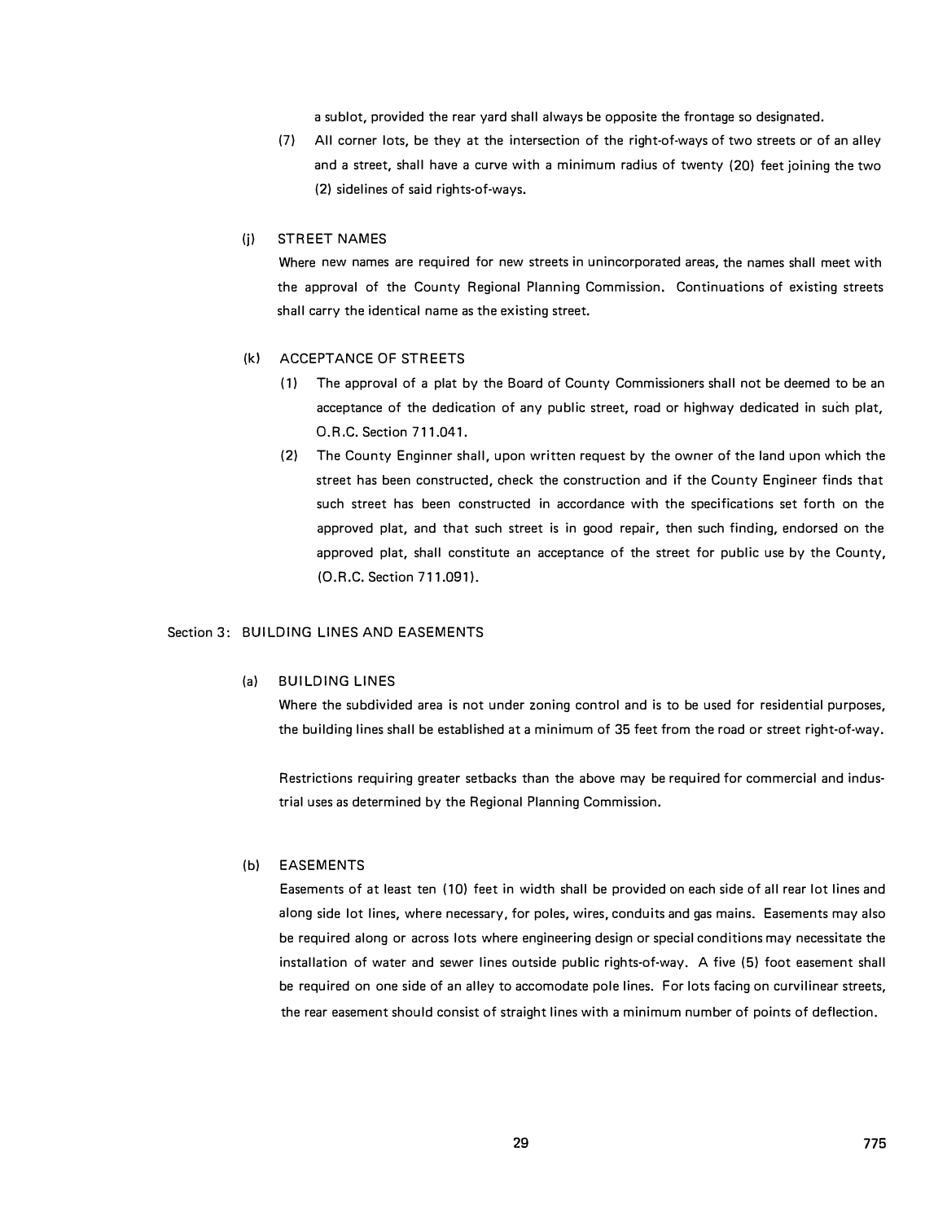a sublot, provided the rear yard shall always be opposite the frontage so designated.

(7) All corner lots, be they at the intersection of the right-of-ways of two streets or of an alley and a street, shall have a curve with a minimum radius of twenty (20) feet joining the two (2) sidelines of said rights-of-ways.

(j) STREET NAMES

Where new names are required for new streets in unincorporated areas, the names shall meet with the approval of the County Regional Planning Commission. Continuations of existing streets shall carry the identical name as the existing street.

(k) ACCEPTANCE OF STREETS

(1) The approval of a plat by the Board of County Commissioners shall not be deemed to be an acceptance of the dedication of any public street, road or highway dedicated in such plat, O.R.C. Section 711.041.

(2) The County Enginner shall, upon written request by the owner of the land upon which the street has been constructed, check the construction and if the County Engineer finds that such street has been constructed in accordance with the specifications set forth on the approved plat, and that such street is in good repair, then such finding, endorsed on the approved plat, shall constitute an acceptance of the street for public use by the County, (O.R.C. Section 711.091).

## Section 3: BUILDING LINES AND EASEMENTS

(a) BUILDING LINES

Where the subdivided area is not under zoning control and is to be used for residential purposes, the building lines shall be established at a minimum of 35 feet from the road or street right-of-way.

Restrictions requiring greater setbacks than the above may be required for commercial and industrial uses as determined by the Regional Planning Commission.

(b) EASEMENTS

Easements of at least ten (10) feet in width shall be provided on each side of all rear lot lines and along side lot lines, where necessary, for poles, wires, conduits and gas mains. Easements may also be required along or across lots where engineering design or special conditions may necessitate the installation of water and sewer lines outside public rights-of-way. A five (5) foot easement shall be required on one side of an alley to accomodate pole lines. For lots facing on curvilinear streets, the rear easement should consist of straight lines with a minimum number of points of deflection.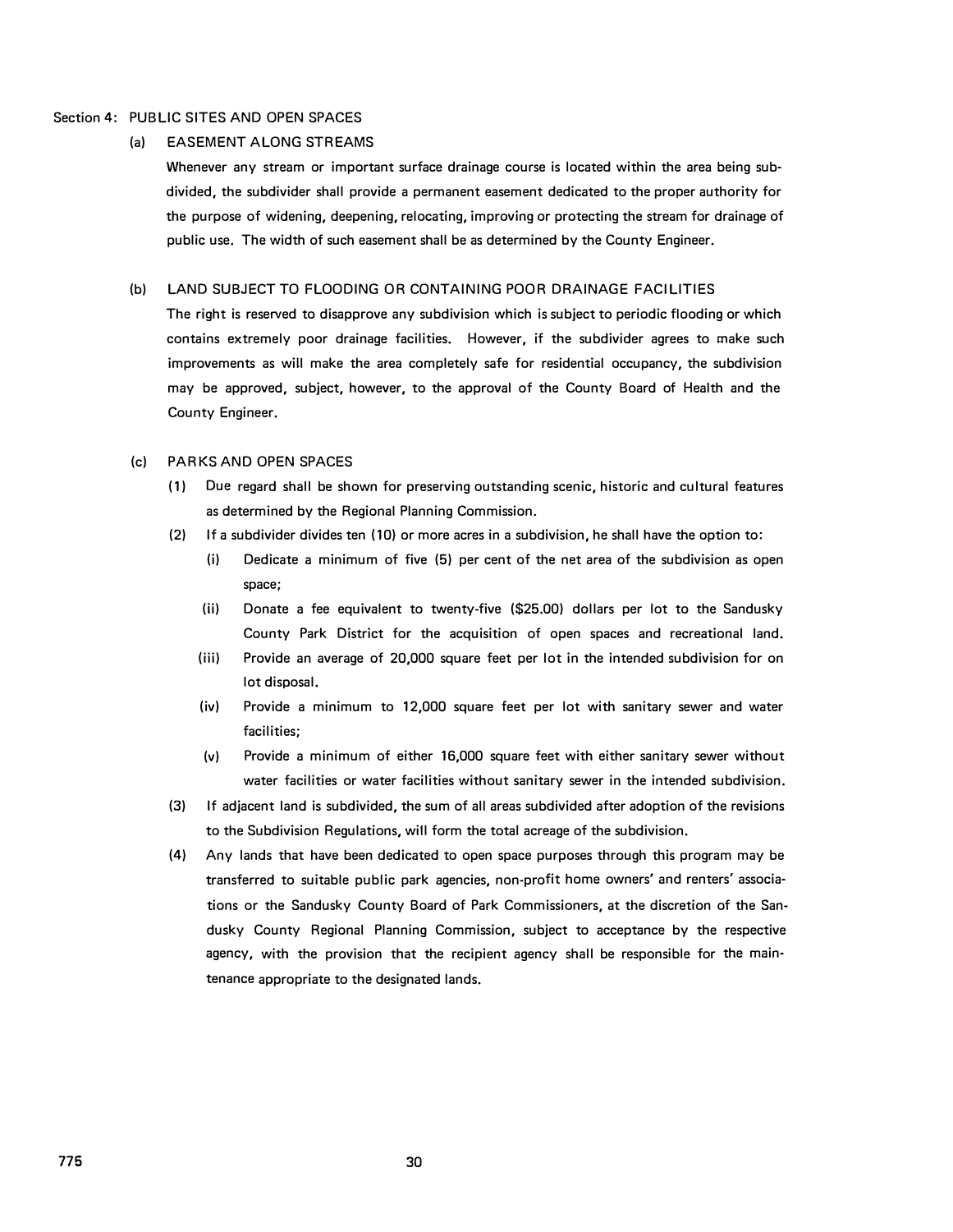Section 4: PUBLIC SITES AND OPEN SPACES

(a) EASEMENT ALONG STREAMS

Whenever any stream or important surface drainage course is located within the area being subdivided, the subdivider shall provide a permanent easement dedicated to the proper authority for the purpose of widening, deepening, relocating, improving or protecting the stream for drainage of public use. The width of such easement shall be as determined by the County Engineer.

(b) LAND SUBJECT TO FLOODING OR CONTAINING POOR DRAINAGE FACILITIES

The right is reserved to disapprove any subdivision which is subject to periodic flooding or which contains extremely poor drainage facilities. However, if the subdivider agrees to make such improvements as will make the area completely safe for residential occupancy, the subdivision may be approved, subject, however, to the approval of the County Board of Health and the County Engineer.

(c) PARKS AND OPEN SPACES

(1) Due regard shall be shown for preserving outstanding scenic, historic and cultural features as determined by the Regional Planning Commission.

(2) If a subdivider divides ten (10) or more acres in a subdivision, he shall have the option to:

(i) Dedicate a minimum of five (5) per cent of the net area of the subdivision as open space;

(ii) Donate a fee equivalent to twenty-five ($25.00) dollars per lot to the Sandusky County Park District for the acquisition of open spaces and recreational land.

(iii) Provide an average of 20,000 square feet per lot in the intended subdivision for on lot disposal.

(iv) Provide a minimum to 12,000 square feet per lot with sanitary sewer and water facilities;

(v) Provide a minimum of either 16,000 square feet with either sanitary sewer without water facilities or water facilities without sanitary sewer in the intended subdivision.

(3) If adjacent land is subdivided, the sum of all areas subdivided after adoption of the revisions to the Subdivision Regulations, will form the total acreage of the subdivision.

(4) Any lands that have been dedicated to open space purposes through this program may be transferred to suitable public park agencies, non-profit home owners' and renters' associations or the Sandusky County Board of Park Commissioners, at the discretion of the Sandusky County Regional Planning Commission, subject to acceptance by the respective agency, with the provision that the recipient agency shall be responsible for the maintenance appropriate to the designated lands.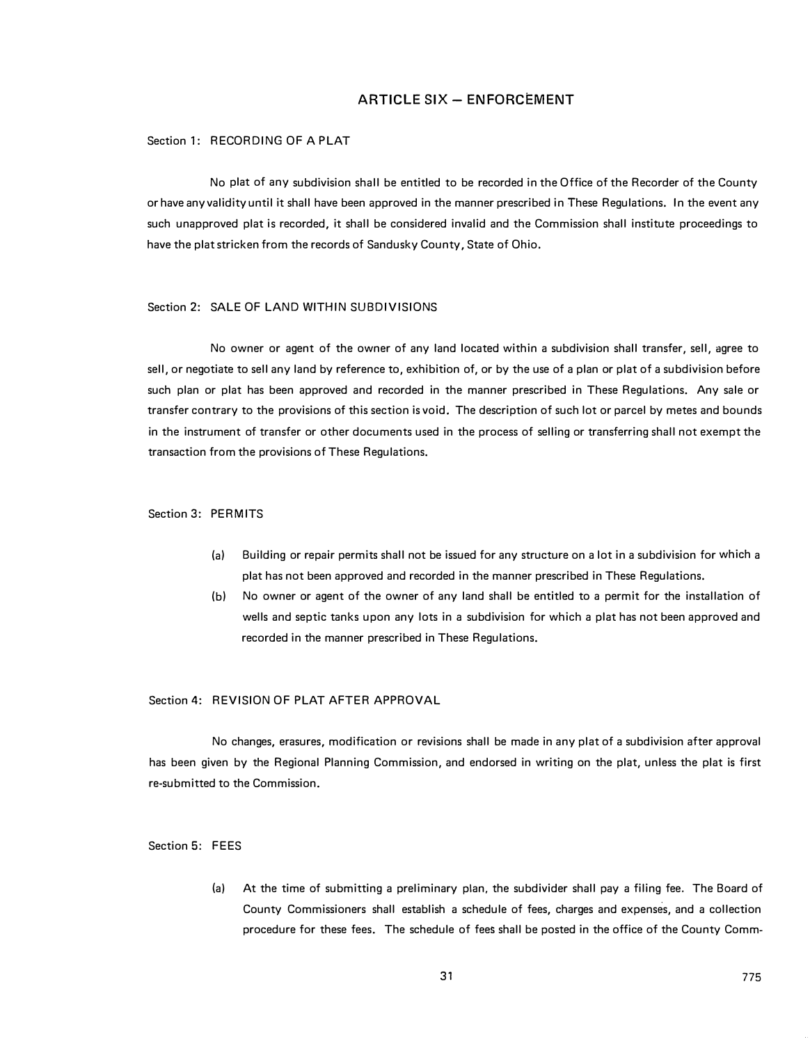# ARTICLE SIX – ENFORCEMENT

## Section 1: RECORDING OF A PLAT

No plat of any subdivision shall be entitled to be recorded in the Office of the Recorder of the County or have any validity until it shall have been approved in the manner prescribed in These Regulations. In the event any such unapproved plat is recorded, it shall be considered invalid and the Commission shall institute proceedings to have the plat stricken from the records of Sandusky County, State of Ohio.

## Section 2: SALE OF LAND WITHIN SUBDIVISIONS

No owner or agent of the owner of any land located within a subdivision shall transfer, sell, agree to sell, or negotiate to sell any land by reference to, exhibition of, or by the use of a plan or plat of a subdivision before such plan or plat has been approved and recorded in the manner prescribed in These Regulations. Any sale or transfer contrary to the provisions of this section is void. The description of such lot or parcel by metes and bounds in the instrument of transfer or other documents used in the process of selling or transferring shall not exempt the transaction from the provisions of These Regulations.

## Section 3: PERMITS

(a) Building or repair permits shall not be issued for any structure on a lot in a subdivision for which a plat has not been approved and recorded in the manner prescribed in These Regulations.

(b) No owner or agent of the owner of any land shall be entitled to a permit for the installation of wells and septic tanks upon any lots in a subdivision for which a plat has not been approved and recorded in the manner prescribed in These Regulations.

## Section 4: REVISION OF PLAT AFTER APPROVAL

No changes, erasures, modification or revisions shall be made in any plat of a subdivision after approval has been given by the Regional Planning Commission, and endorsed in writing on the plat, unless the plat is first re-submitted to the Commission.

## Section 5: FEES

(a) At the time of submitting a preliminary plan, the subdivider shall pay a filing fee. The Board of County Commissioners shall establish a schedule of fees, charges and expenses, and a collection procedure for these fees. The schedule of fees shall be posted in the office of the County Comm-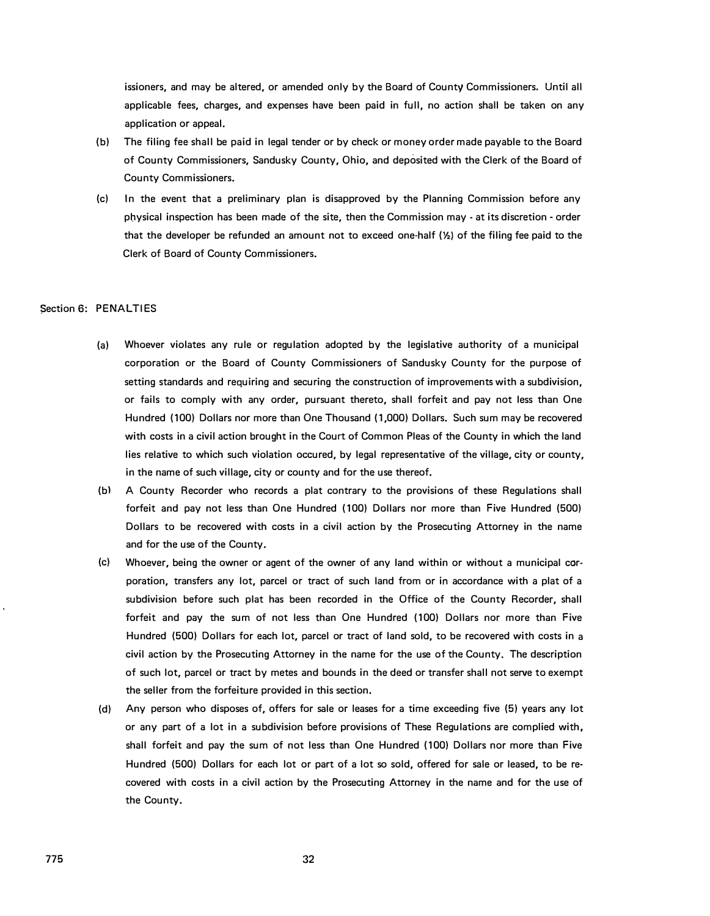issioners, and may be altered, or amended only by the Board of County Commissioners. Until all applicable fees, charges, and expenses have been paid in full, no action shall be taken on any application or appeal.

(b) The filing fee shall be paid in legal tender or by check or money order made payable to the Board of County Commissioners, Sandusky County, Ohio, and deposited with the Clerk of the Board of County Commissioners.

(c) In the event that a preliminary plan is disapproved by the Planning Commission before any physical inspection has been made of the site, then the Commission may - at its discretion - order that the developer be refunded an amount not to exceed one-half (½) of the filing fee paid to the Clerk of Board of County Commissioners.

## Section 6: PENALTIES

(a) Whoever violates any rule or regulation adopted by the legislative authority of a municipal corporation or the Board of County Commissioners of Sandusky County for the purpose of setting standards and requiring and securing the construction of improvements with a subdivision, or fails to comply with any order, pursuant thereto, shall forfeit and pay not less than One Hundred (100) Dollars nor more than One Thousand (1,000) Dollars. Such sum may be recovered with costs in a civil action brought in the Court of Common Pleas of the County in which the land lies relative to which such violation occured, by legal representative of the village, city or county, in the name of such village, city or county and for the use thereof.

(b) A County Recorder who records a plat contrary to the provisions of these Regulations shall forfeit and pay not less than One Hundred (100) Dollars nor more than Five Hundred (500) Dollars to be recovered with costs in a civil action by the Prosecuting Attorney in the name and for the use of the County.

(c) Whoever, being the owner or agent of the owner of any land within or without a municipal corporation, transfers any lot, parcel or tract of such land from or in accordance with a plat of a subdivision before such plat has been recorded in the Office of the County Recorder, shall forfeit and pay the sum of not less than One Hundred (100) Dollars nor more than Five Hundred (500) Dollars for each lot, parcel or tract of land sold, to be recovered with costs in a civil action by the Prosecuting Attorney in the name for the use of the County. The description of such lot, parcel or tract by metes and bounds in the deed or transfer shall not serve to exempt the seller from the forfeiture provided in this section.

(d) Any person who disposes of, offers for sale or leases for a time exceeding five (5) years any lot or any part of a lot in a subdivision before provisions of These Regulations are complied with, shall forfeit and pay the sum of not less than One Hundred (100) Dollars nor more than Five Hundred (500) Dollars for each lot or part of a lot so sold, offered for sale or leased, to be recovered with costs in a civil action by the Prosecuting Attorney in the name and for the use of the County.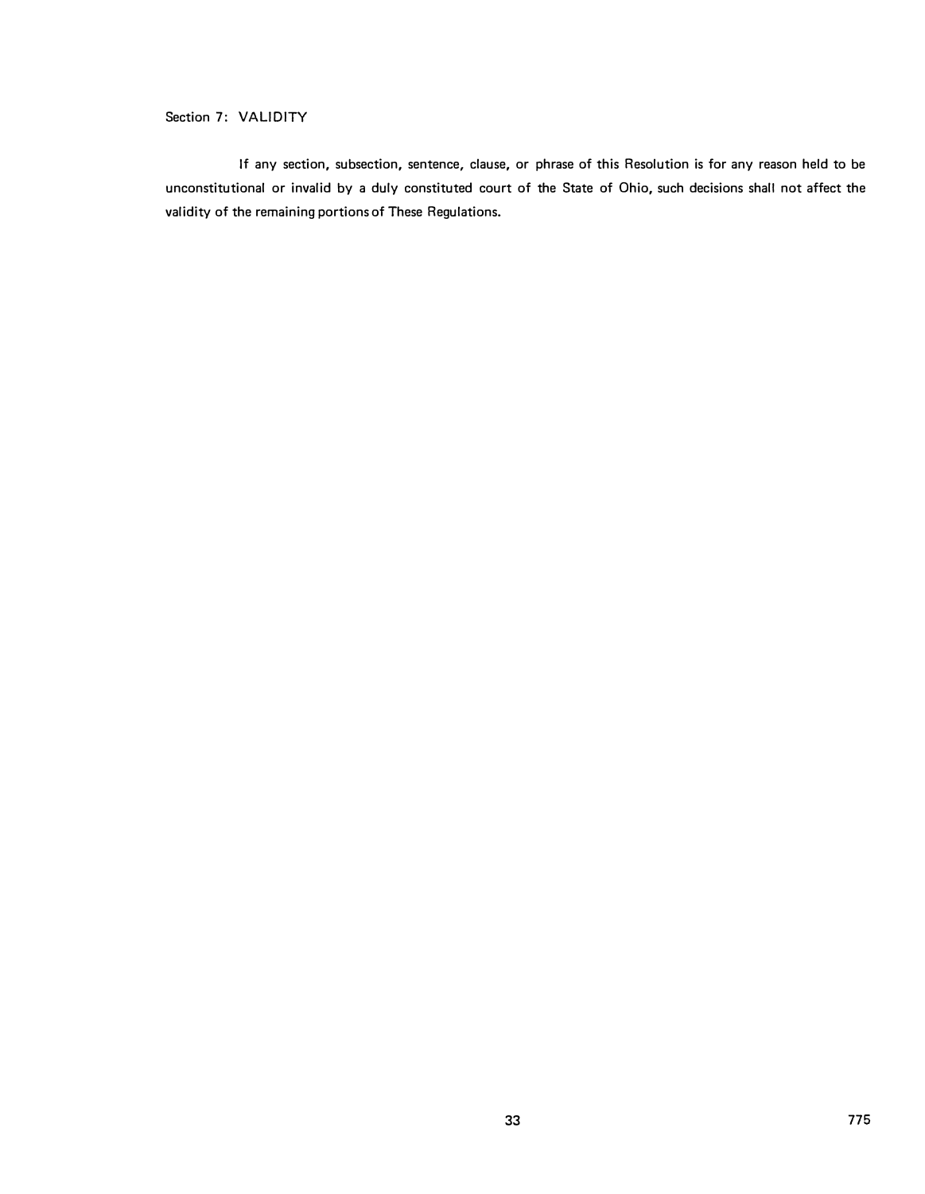Section 7: VALIDITY

If any section, subsection, sentence, clause, or phrase of this Resolution is for any reason held to be unconstitutional or invalid by a duly constituted court of the State of Ohio, such decisions shall not affect the validity of the remaining portions of These Regulations.